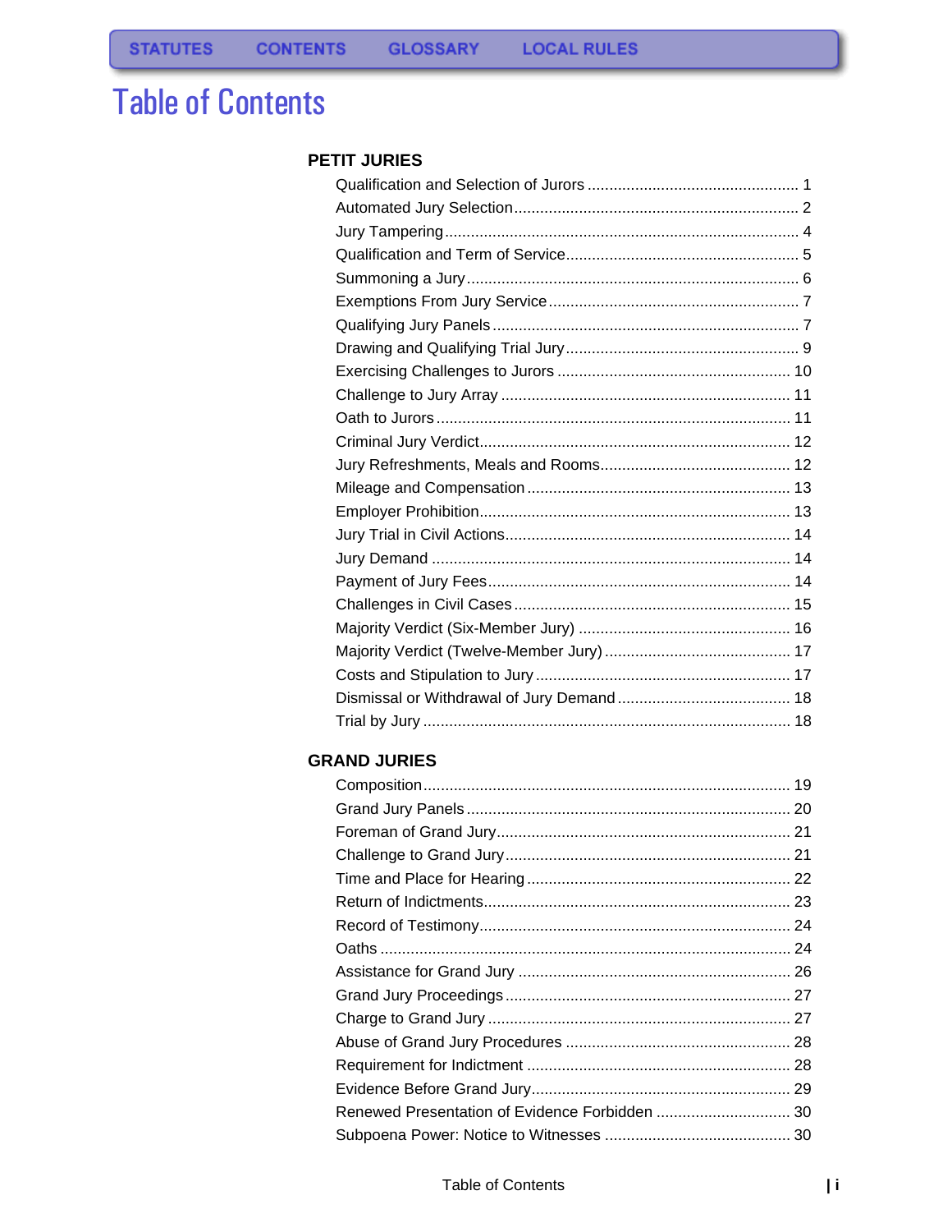STATUTES CONTENTS GLOSSARY LOCAL RULES

# Table of Contents

## PETIT JURIES

| | |
|---|---|
| Qualification and Selection of Jurors | 1 |
| Automated Jury Selection | 2 |
| Jury Tampering | 4 |
| Qualification and Term of Service | 5 |
| Summoning a Jury | 6 |
| Exemptions From Jury Service | 7 |
| Qualifying Jury Panels | 7 |
| Drawing and Qualifying Trial Jury | 9 |
| Exercising Challenges to Jurors | 10 |
| Challenge to Jury Array | 11 |
| Oath to Jurors | 11 |
| Criminal Jury Verdict | 12 |
| Jury Refreshments, Meals and Rooms | 12 |
| Mileage and Compensation | 13 |
| Employer Prohibition | 13 |
| Jury Trial in Civil Actions | 14 |
| Jury Demand | 14 |
| Payment of Jury Fees | 14 |
| Challenges in Civil Cases | 15 |
| Majority Verdict (Six-Member Jury) | 16 |
| Majority Verdict (Twelve-Member Jury) | 17 |
| Costs and Stipulation to Jury | 17 |
| Dismissal or Withdrawal of Jury Demand | 18 |
| Trial by Jury | 18 |

## GRAND JURIES

| | |
|---|---|
| Composition | 19 |
| Grand Jury Panels | 20 |
| Foreman of Grand Jury | 21 |
| Challenge to Grand Jury | 21 |
| Time and Place for Hearing | 22 |
| Return of Indictments | 23 |
| Record of Testimony | 24 |
| Oaths | 24 |
| Assistance for Grand Jury | 26 |
| Grand Jury Proceedings | 27 |
| Charge to Grand Jury | 27 |
| Abuse of Grand Jury Procedures | 28 |
| Requirement for Indictment | 28 |
| Evidence Before Grand Jury | 29 |
| Renewed Presentation of Evidence Forbidden | 30 |
| Subpoena Power: Notice to Witnesses | 30 |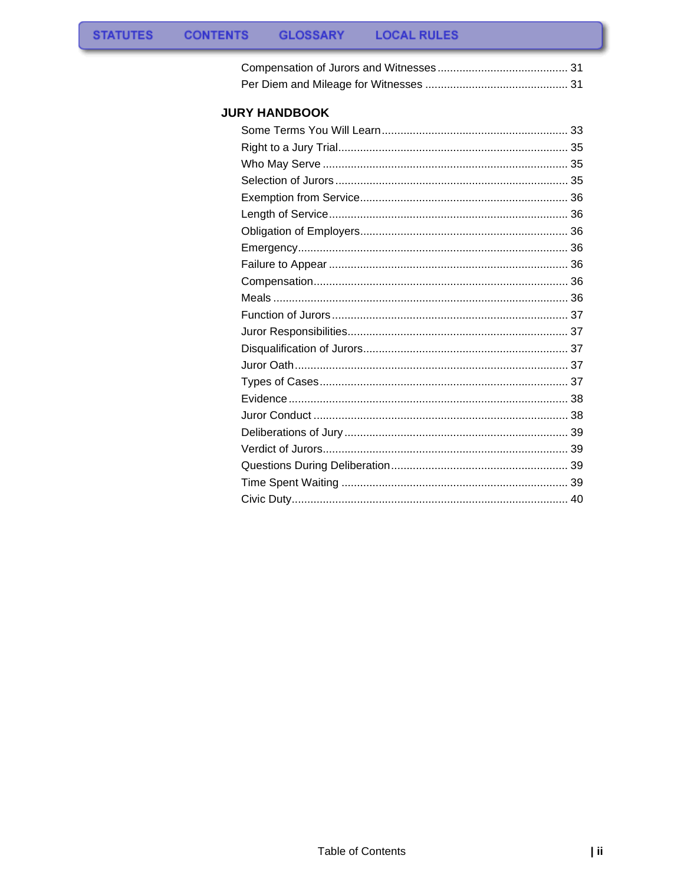Compensation of Jurors and Witnesses .......................................... 31
Per Diem and Mileage for Witnesses ............................................. 31

## JURY HANDBOOK

Some Terms You Will Learn ............................................................ 33
Right to a Jury Trial ......................................................................... 35
Who May Serve ............................................................................... 35
Selection of Jurors ........................................................................... 35
Exemption from Service ................................................................... 36
Length of Service ............................................................................. 36
Obligation of Employers ................................................................... 36
Emergency ....................................................................................... 36
Failure to Appear ............................................................................. 36
Compensation .................................................................................. 36
Meals ............................................................................................... 36
Function of Jurors ............................................................................ 37
Juror Responsibilities ....................................................................... 37
Disqualification of Jurors .................................................................. 37
Juror Oath ........................................................................................ 37
Types of Cases ................................................................................ 37
Evidence .......................................................................................... 38
Juror Conduct .................................................................................. 38
Deliberations of Jury ........................................................................ 39
Verdict of Jurors ............................................................................... 39
Questions During Deliberation ......................................................... 39
Time Spent Waiting ......................................................................... 39
Civic Duty ......................................................................................... 40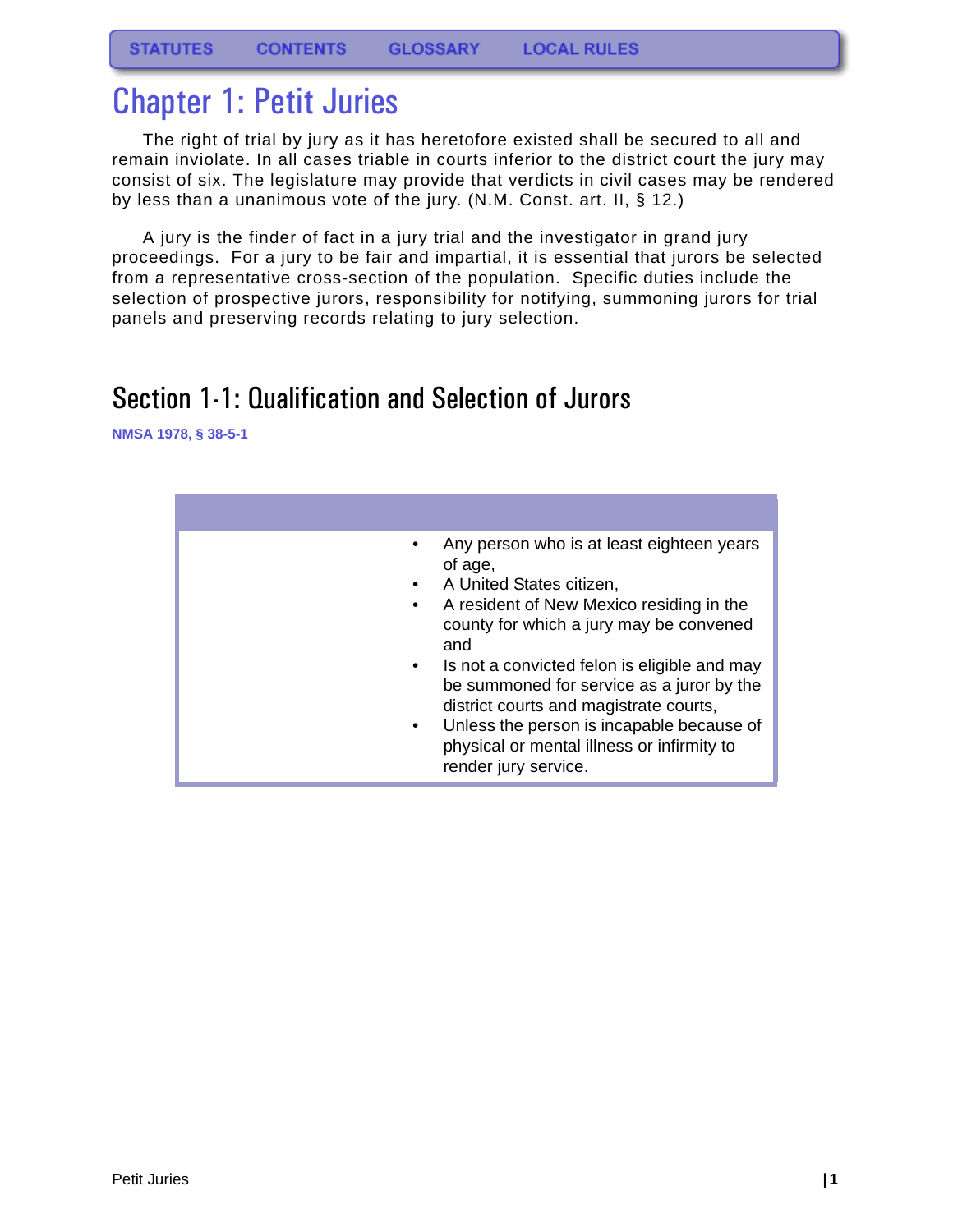STATUTES CONTENTS GLOSSARY LOCAL RULES

# Chapter 1: Petit Juries

The right of trial by jury as it has heretofore existed shall be secured to all and remain inviolate. In all cases triable in courts inferior to the district court the jury may consist of six. The legislature may provide that verdicts in civil cases may be rendered by less than a unanimous vote of the jury. (N.M. Const. art. II, § 12.)

A jury is the finder of fact in a jury trial and the investigator in grand jury proceedings. For a jury to be fair and impartial, it is essential that jurors be selected from a representative cross-section of the population. Specific duties include the selection of prospective jurors, responsibility for notifying, summoning jurors for trial panels and preserving records relating to jury selection.

## Section 1-1: Qualification and Selection of Jurors

**NMSA 1978, § 38-5-1**

| | |
|---|---|
| | • Any person who is at least eighteen years of age,<br>• A United States citizen,<br>• A resident of New Mexico residing in the county for which a jury may be convened and<br>• Is not a convicted felon is eligible and may be summoned for service as a juror by the district courts and magistrate courts,<br>• Unless the person is incapable because of physical or mental illness or infirmity to render jury service. |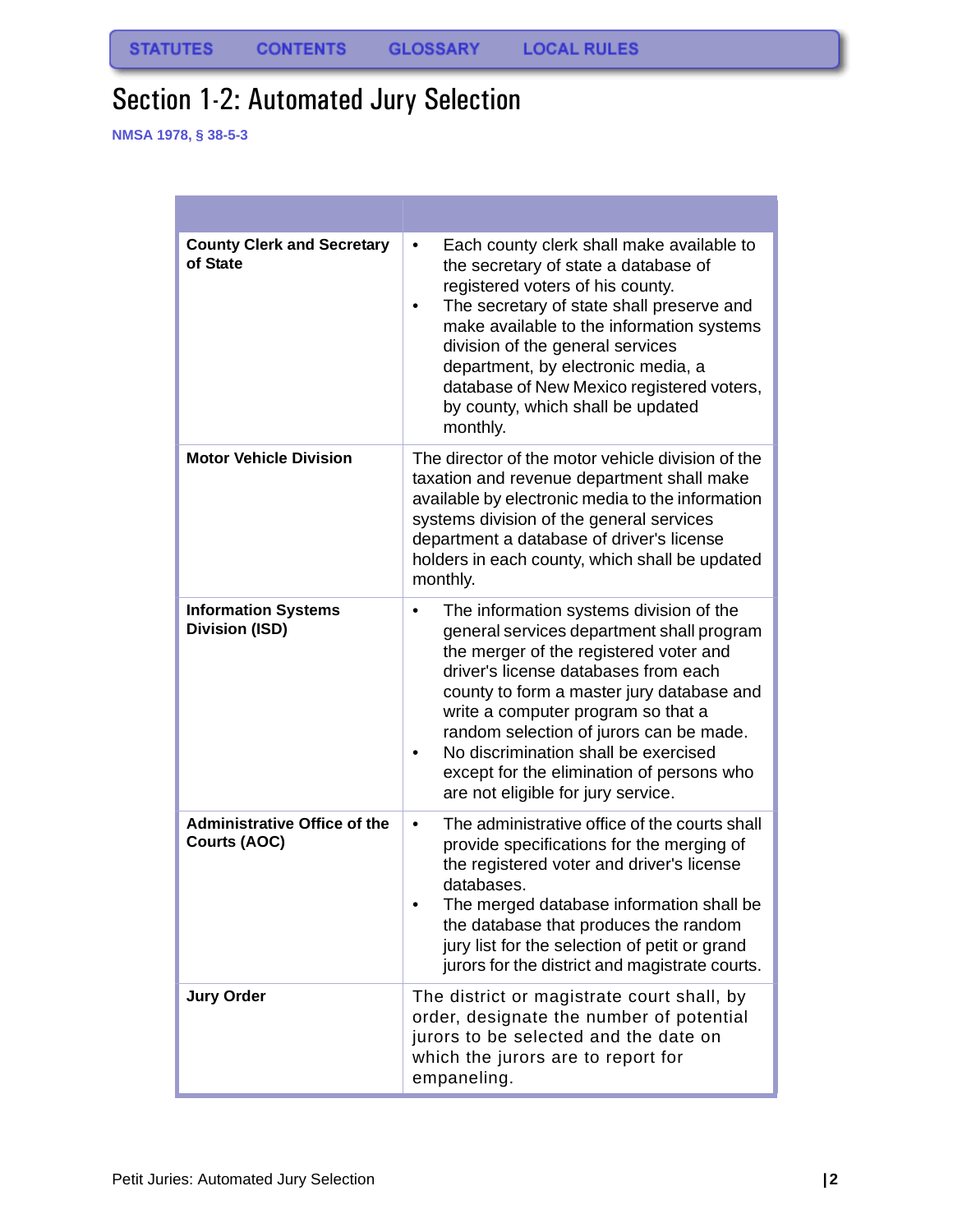STATUTES CONTENTS GLOSSARY LOCAL RULES

# Section 1-2: Automated Jury Selection

NMSA 1978, § 38-5-3

| | |
|---|---|
| **County Clerk and Secretary of State** | • Each county clerk shall make available to the secretary of state a database of registered voters of his county.<br>• The secretary of state shall preserve and make available to the information systems division of the general services department, by electronic media, a database of New Mexico registered voters, by county, which shall be updated monthly. |
| **Motor Vehicle Division** | The director of the motor vehicle division of the taxation and revenue department shall make available by electronic media to the information systems division of the general services department a database of driver's license holders in each county, which shall be updated monthly. |
| **Information Systems Division (ISD)** | • The information systems division of the general services department shall program the merger of the registered voter and driver's license databases from each county to form a master jury database and write a computer program so that a random selection of jurors can be made.<br>• No discrimination shall be exercised except for the elimination of persons who are not eligible for jury service. |
| **Administrative Office of the Courts (AOC)** | • The administrative office of the courts shall provide specifications for the merging of the registered voter and driver's license databases.<br>• The merged database information shall be the database that produces the random jury list for the selection of petit or grand jurors for the district and magistrate courts. |
| **Jury Order** | The district or magistrate court shall, by order, designate the number of potential jurors to be selected and the date on which the jurors are to report for empaneling. |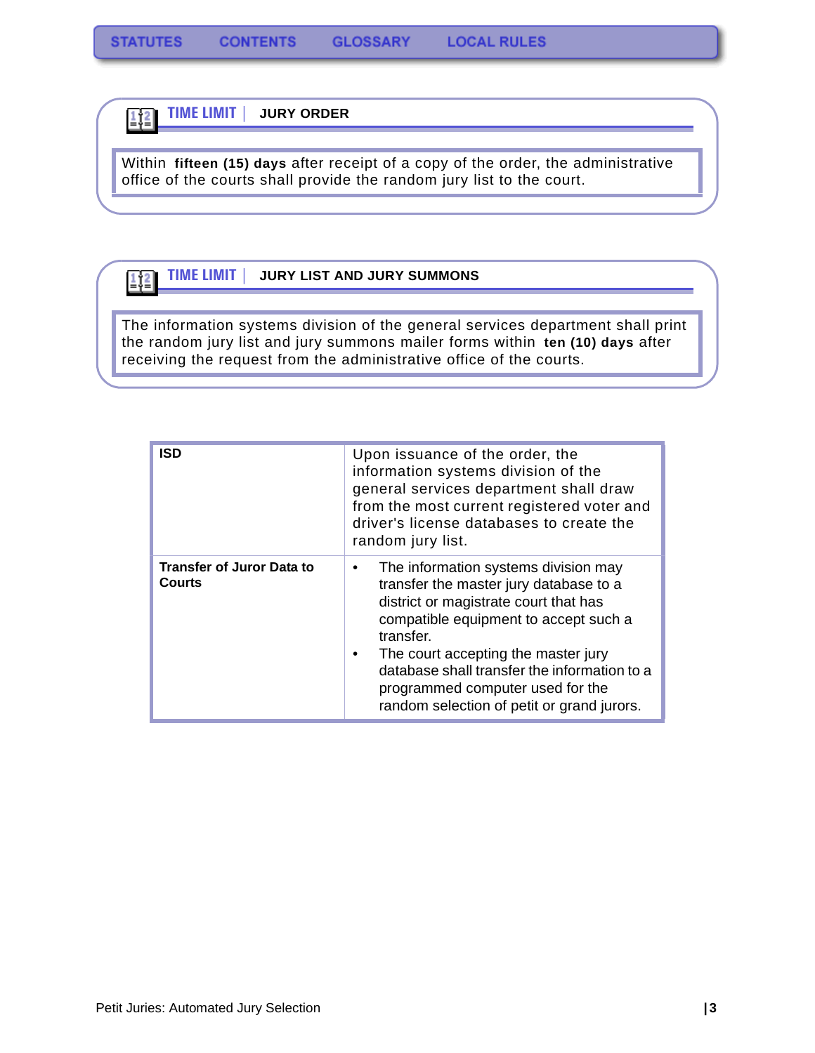**TIME LIMIT** | **JURY ORDER**

Within **fifteen (15) days** after receipt of a copy of the order, the administrative office of the courts shall provide the random jury list to the court.

**TIME LIMIT** | **JURY LIST AND JURY SUMMONS**

The information systems division of the general services department shall print the random jury list and jury summons mailer forms within **ten (10) days** after receiving the request from the administrative office of the courts.

| | |
|---|---|
| **ISD** | Upon issuance of the order, the information systems division of the general services department shall draw from the most current registered voter and driver's license databases to create the random jury list. |
| **Transfer of Juror Data to Courts** | • The information systems division may transfer the master jury database to a district or magistrate court that has compatible equipment to accept such a transfer.<br>• The court accepting the master jury database shall transfer the information to a programmed computer used for the random selection of petit or grand jurors. |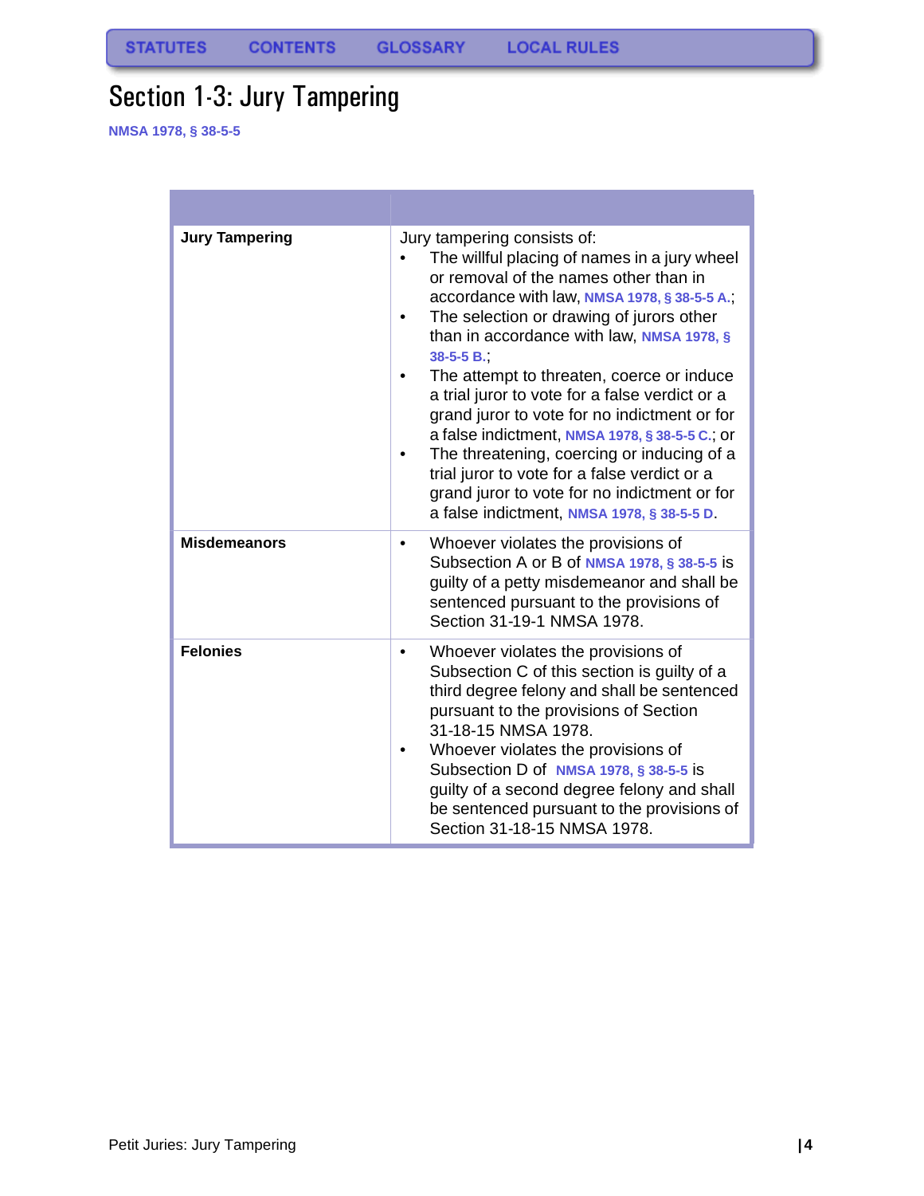STATUTES CONTENTS GLOSSARY LOCAL RULES

# Section 1-3: Jury Tampering

NMSA 1978, § 38-5-5

| | |
|---|---|
| **Jury Tampering** | Jury tampering consists of:<br>• The willful placing of names in a jury wheel or removal of the names other than in accordance with law, NMSA 1978, § 38-5-5 A.;<br>• The selection or drawing of jurors other than in accordance with law, NMSA 1978, § 38-5-5 B.;<br>• The attempt to threaten, coerce or induce a trial juror to vote for a false verdict or a grand juror to vote for no indictment or for a false indictment, NMSA 1978, § 38-5-5 C.; or<br>• The threatening, coercing or inducing of a trial juror to vote for a false verdict or a grand juror to vote for no indictment or for a false indictment, NMSA 1978, § 38-5-5 D. |
| **Misdemeanors** | • Whoever violates the provisions of Subsection A or B of NMSA 1978, § 38-5-5 is guilty of a petty misdemeanor and shall be sentenced pursuant to the provisions of Section 31-19-1 NMSA 1978. |
| **Felonies** | • Whoever violates the provisions of Subsection C of this section is guilty of a third degree felony and shall be sentenced pursuant to the provisions of Section 31-18-15 NMSA 1978.<br>• Whoever violates the provisions of Subsection D of NMSA 1978, § 38-5-5 is guilty of a second degree felony and shall be sentenced pursuant to the provisions of Section 31-18-15 NMSA 1978. |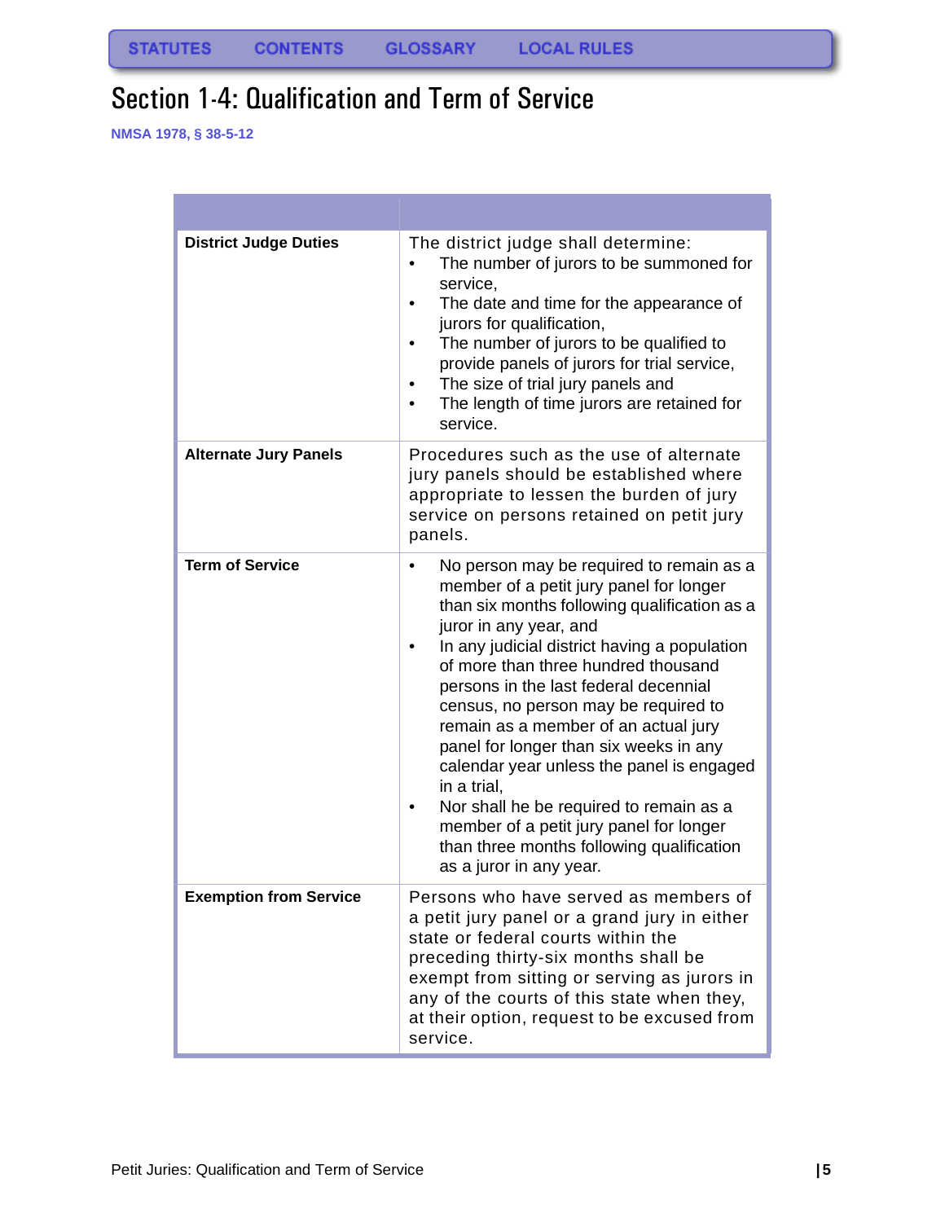STATUTES CONTENTS GLOSSARY LOCAL RULES

# Section 1-4: Qualification and Term of Service

NMSA 1978, § 38-5-12

| | |
|---|---|
| **District Judge Duties** | The district judge shall determine:<br>• The number of jurors to be summoned for service,<br>• The date and time for the appearance of jurors for qualification,<br>• The number of jurors to be qualified to provide panels of jurors for trial service,<br>• The size of trial jury panels and<br>• The length of time jurors are retained for service. |
| **Alternate Jury Panels** | Procedures such as the use of alternate jury panels should be established where appropriate to lessen the burden of jury service on persons retained on petit jury panels. |
| **Term of Service** | • No person may be required to remain as a member of a petit jury panel for longer than six months following qualification as a juror in any year, and<br>• In any judicial district having a population of more than three hundred thousand persons in the last federal decennial census, no person may be required to remain as a member of an actual jury panel for longer than six weeks in any calendar year unless the panel is engaged in a trial,<br>• Nor shall he be required to remain as a member of a petit jury panel for longer than three months following qualification as a juror in any year. |
| **Exemption from Service** | Persons who have served as members of a petit jury panel or a grand jury in either state or federal courts within the preceding thirty-six months shall be exempt from sitting or serving as jurors in any of the courts of this state when they, at their option, request to be excused from service. |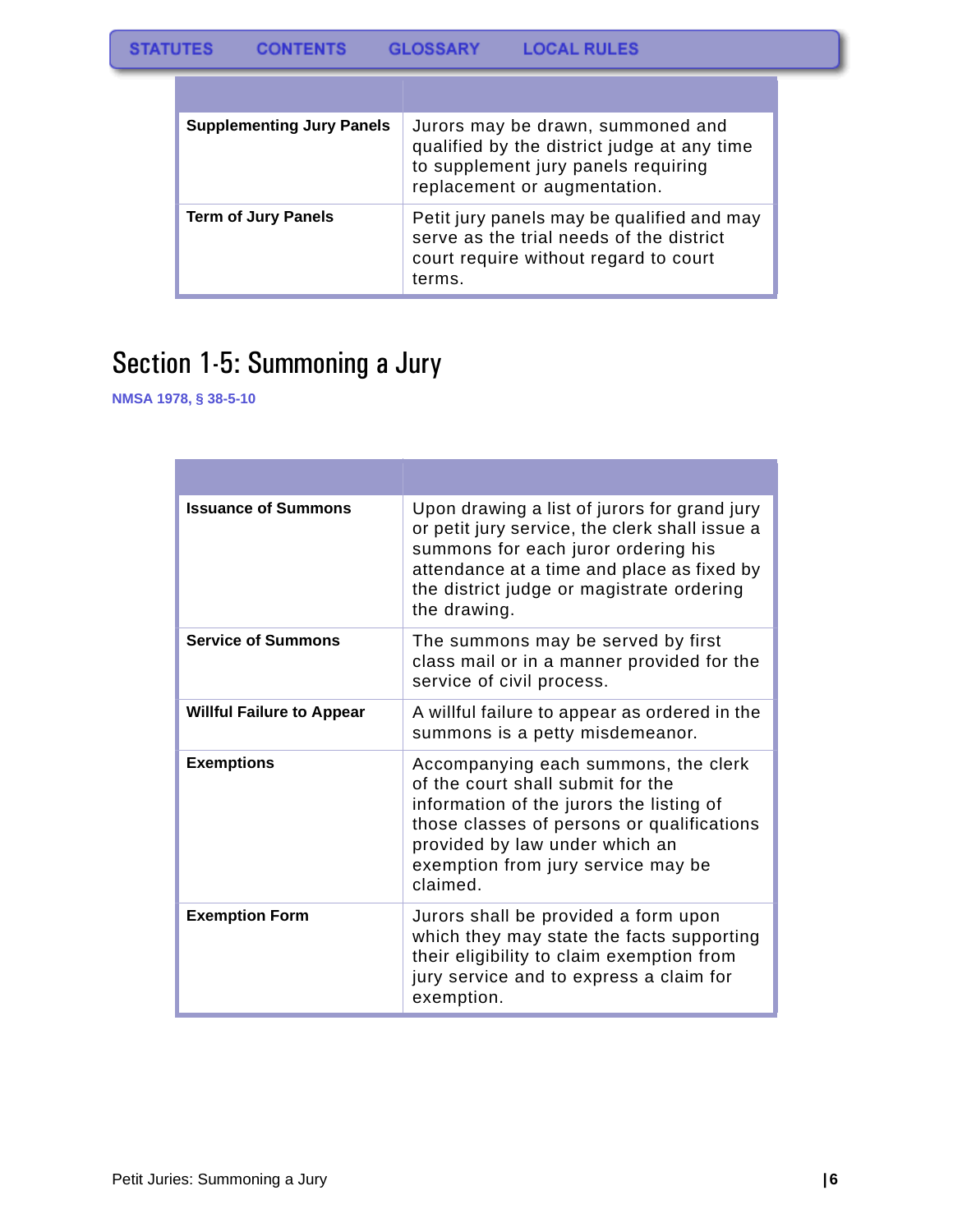| | |
|---|---|
| **Supplementing Jury Panels** | Jurors may be drawn, summoned and qualified by the district judge at any time to supplement jury panels requiring replacement or augmentation. |
| **Term of Jury Panels** | Petit jury panels may be qualified and may serve as the trial needs of the district court require without regard to court terms. |

# Section 1-5: Summoning a Jury

NMSA 1978, § 38-5-10

| | |
|---|---|
| **Issuance of Summons** | Upon drawing a list of jurors for grand jury or petit jury service, the clerk shall issue a summons for each juror ordering his attendance at a time and place as fixed by the district judge or magistrate ordering the drawing. |
| **Service of Summons** | The summons may be served by first class mail or in a manner provided for the service of civil process. |
| **Willful Failure to Appear** | A willful failure to appear as ordered in the summons is a petty misdemeanor. |
| **Exemptions** | Accompanying each summons, the clerk of the court shall submit for the information of the jurors the listing of those classes of persons or qualifications provided by law under which an exemption from jury service may be claimed. |
| **Exemption Form** | Jurors shall be provided a form upon which they may state the facts supporting their eligibility to claim exemption from jury service and to express a claim for exemption. |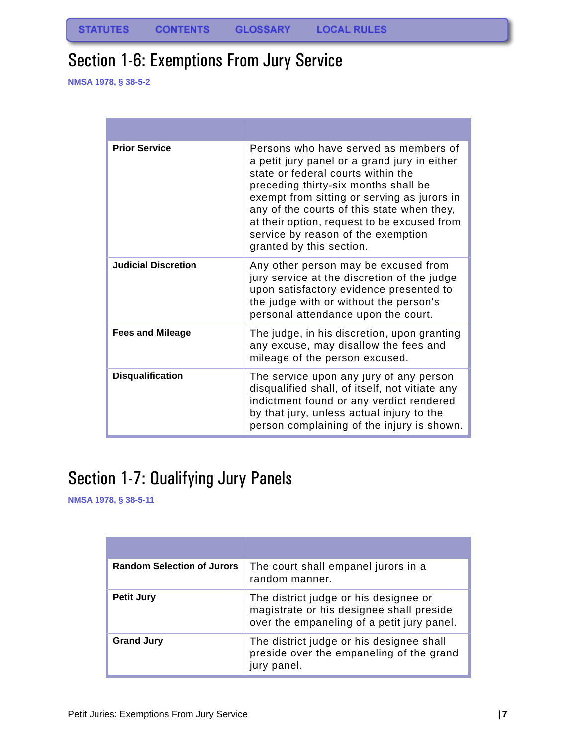STATUTES CONTENTS GLOSSARY LOCAL RULES

# Section 1-6: Exemptions From Jury Service

NMSA 1978, § 38-5-2

| | |
|---|---|
| **Prior Service** | Persons who have served as members of a petit jury panel or a grand jury in either state or federal courts within the preceding thirty-six months shall be exempt from sitting or serving as jurors in any of the courts of this state when they, at their option, request to be excused from service by reason of the exemption granted by this section. |
| **Judicial Discretion** | Any other person may be excused from jury service at the discretion of the judge upon satisfactory evidence presented to the judge with or without the person's personal attendance upon the court. |
| **Fees and Mileage** | The judge, in his discretion, upon granting any excuse, may disallow the fees and mileage of the person excused. |
| **Disqualification** | The service upon any jury of any person disqualified shall, of itself, not vitiate any indictment found or any verdict rendered by that jury, unless actual injury to the person complaining of the injury is shown. |

# Section 1-7: Qualifying Jury Panels

NMSA 1978, § 38-5-11

| | |
|---|---|
| **Random Selection of Jurors** | The court shall empanel jurors in a random manner. |
| **Petit Jury** | The district judge or his designee or magistrate or his designee shall preside over the empaneling of a petit jury panel. |
| **Grand Jury** | The district judge or his designee shall preside over the empaneling of the grand jury panel. |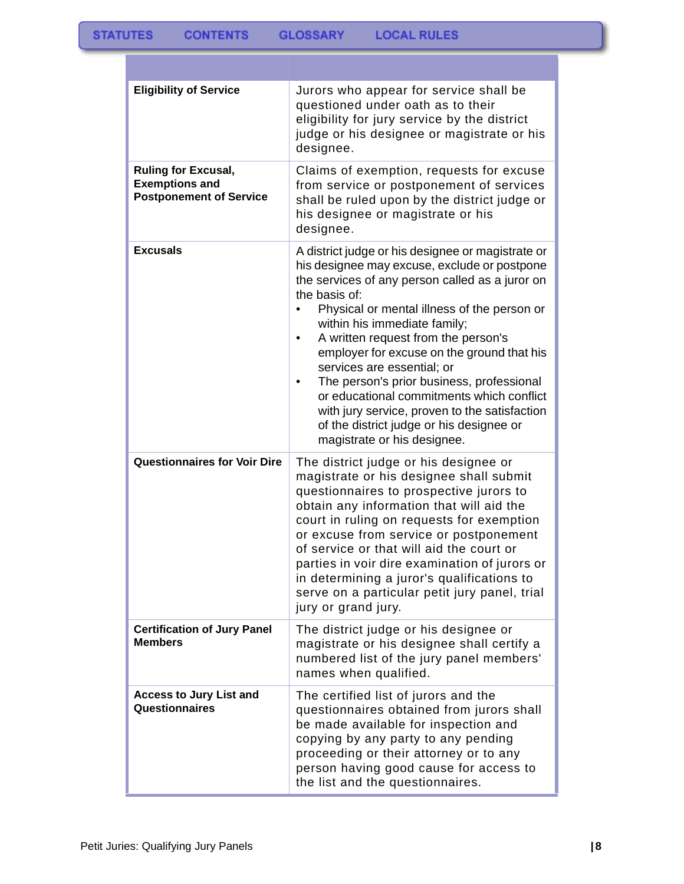| | |
|---|---|
| **Eligibility of Service** | Jurors who appear for service shall be questioned under oath as to their eligibility for jury service by the district judge or his designee or magistrate or his designee. |
| **Ruling for Excusal, Exemptions and Postponement of Service** | Claims of exemption, requests for excuse from service or postponement of services shall be ruled upon by the district judge or his designee or magistrate or his designee. |
| **Excusals** | A district judge or his designee or magistrate or his designee may excuse, exclude or postpone the services of any person called as a juror on the basis of:<br>• Physical or mental illness of the person or within his immediate family;<br>• A written request from the person's employer for excuse on the ground that his services are essential; or<br>• The person's prior business, professional or educational commitments which conflict with jury service, proven to the satisfaction of the district judge or his designee or magistrate or his designee. |
| **Questionnaires for Voir Dire** | The district judge or his designee or magistrate or his designee shall submit questionnaires to prospective jurors to obtain any information that will aid the court in ruling on requests for exemption or excuse from service or postponement of service or that will aid the court or parties in voir dire examination of jurors or in determining a juror's qualifications to serve on a particular petit jury panel, trial jury or grand jury. |
| **Certification of Jury Panel Members** | The district judge or his designee or magistrate or his designee shall certify a numbered list of the jury panel members' names when qualified. |
| **Access to Jury List and Questionnaires** | The certified list of jurors and the questionnaires obtained from jurors shall be made available for inspection and copying by any party to any pending proceeding or their attorney or to any person having good cause for access to the list and the questionnaires. |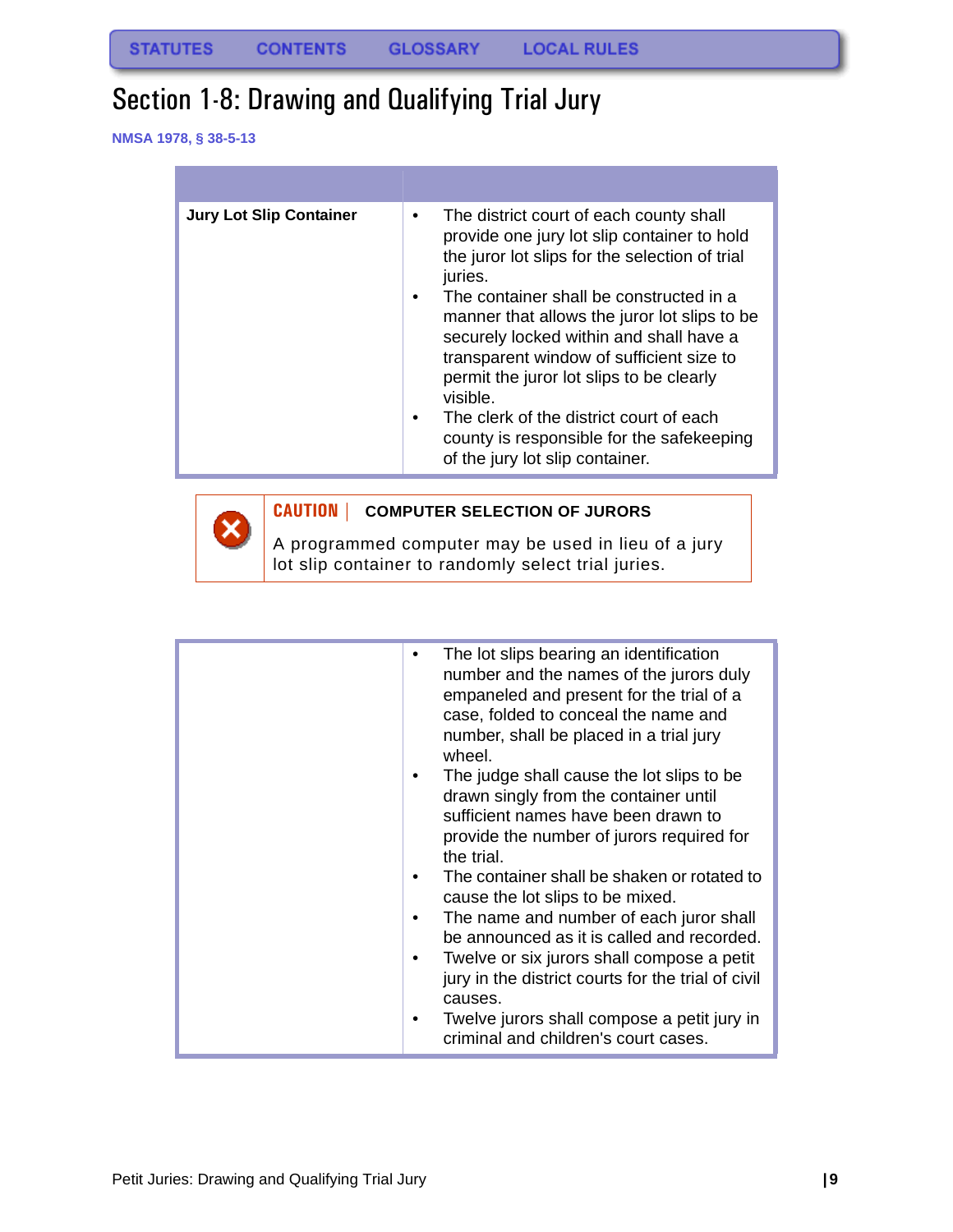STATUTES CONTENTS GLOSSARY LOCAL RULES

# Section 1-8: Drawing and Qualifying Trial Jury

NMSA 1978, § 38-5-13

| | |
|---|---|
| **Jury Lot Slip Container** | • The district court of each county shall provide one jury lot slip container to hold the juror lot slips for the selection of trial juries.<br>• The container shall be constructed in a manner that allows the juror lot slips to be securely locked within and shall have a transparent window of sufficient size to permit the juror lot slips to be clearly visible.<br>• The clerk of the district court of each county is responsible for the safekeeping of the jury lot slip container. |

**CAUTION | COMPUTER SELECTION OF JURORS**

A programmed computer may be used in lieu of a jury lot slip container to randomly select trial juries.

| | |
|---|---|
| | • The lot slips bearing an identification number and the names of the jurors duly empaneled and present for the trial of a case, folded to conceal the name and number, shall be placed in a trial jury wheel.<br>• The judge shall cause the lot slips to be drawn singly from the container until sufficient names have been drawn to provide the number of jurors required for the trial.<br>• The container shall be shaken or rotated to cause the lot slips to be mixed.<br>• The name and number of each juror shall be announced as it is called and recorded.<br>• Twelve or six jurors shall compose a petit jury in the district courts for the trial of civil causes.<br>• Twelve jurors shall compose a petit jury in criminal and children's court cases. |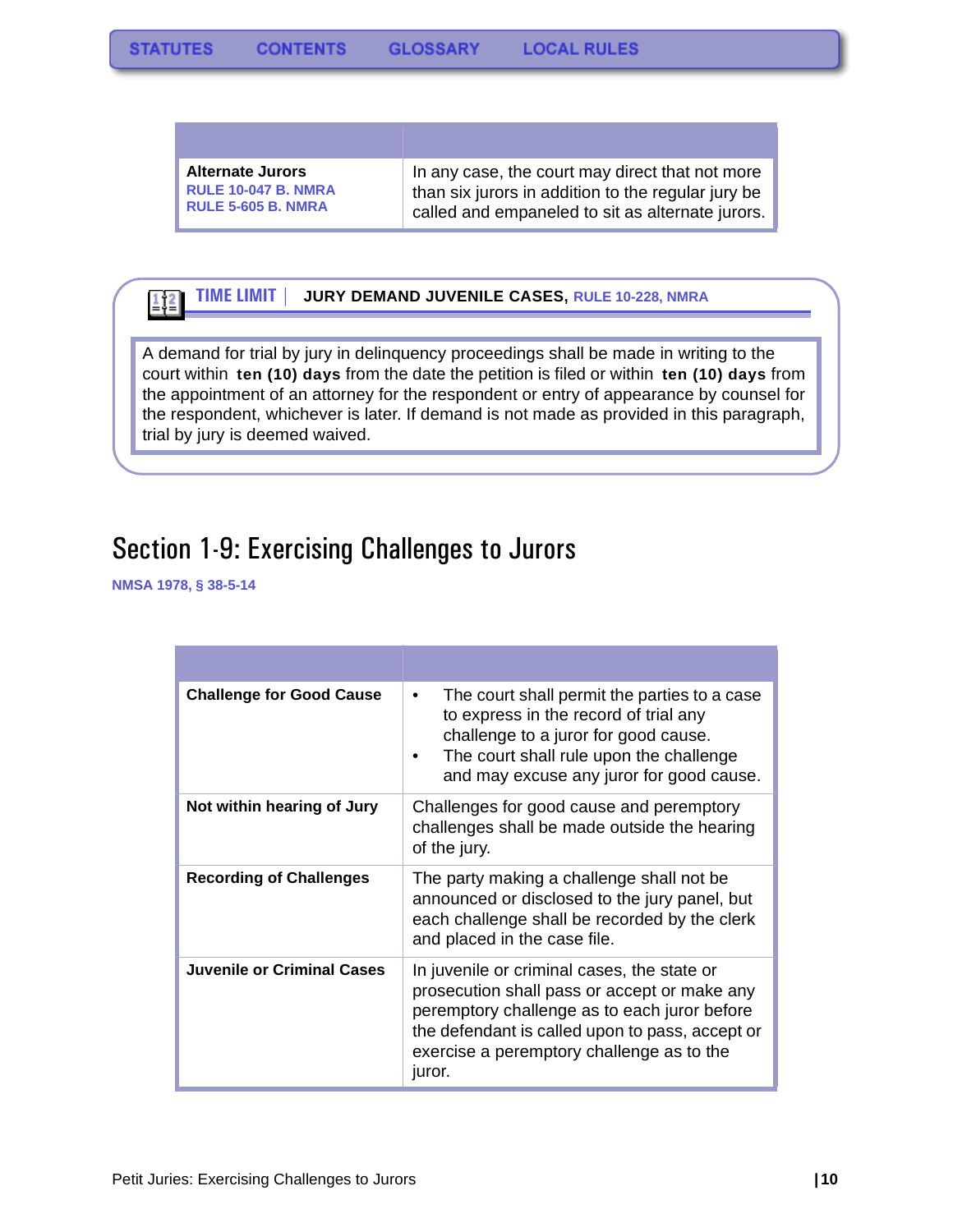| | |
|---|---|
| **Alternate Jurors**<br>RULE 10-047 B. NMRA<br>RULE 5-605 B. NMRA | In any case, the court may direct that not more than six jurors in addition to the regular jury be called and empaneled to sit as alternate jurors. |

**TIME LIMIT | JURY DEMAND JUVENILE CASES, RULE 10-228, NMRA**

A demand for trial by jury in delinquency proceedings shall be made in writing to the court within **ten (10) days** from the date the petition is filed or within **ten (10) days** from the appointment of an attorney for the respondent or entry of appearance by counsel for the respondent, whichever is later. If demand is not made as provided in this paragraph, trial by jury is deemed waived.

## Section 1-9: Exercising Challenges to Jurors

NMSA 1978, § 38-5-14

| | |
|---|---|
| **Challenge for Good Cause** | • The court shall permit the parties to a case to express in the record of trial any challenge to a juror for good cause.<br>• The court shall rule upon the challenge and may excuse any juror for good cause. |
| **Not within hearing of Jury** | Challenges for good cause and peremptory challenges shall be made outside the hearing of the jury. |
| **Recording of Challenges** | The party making a challenge shall not be announced or disclosed to the jury panel, but each challenge shall be recorded by the clerk and placed in the case file. |
| **Juvenile or Criminal Cases** | In juvenile or criminal cases, the state or prosecution shall pass or accept or make any peremptory challenge as to each juror before the defendant is called upon to pass, accept or exercise a peremptory challenge as to the juror. |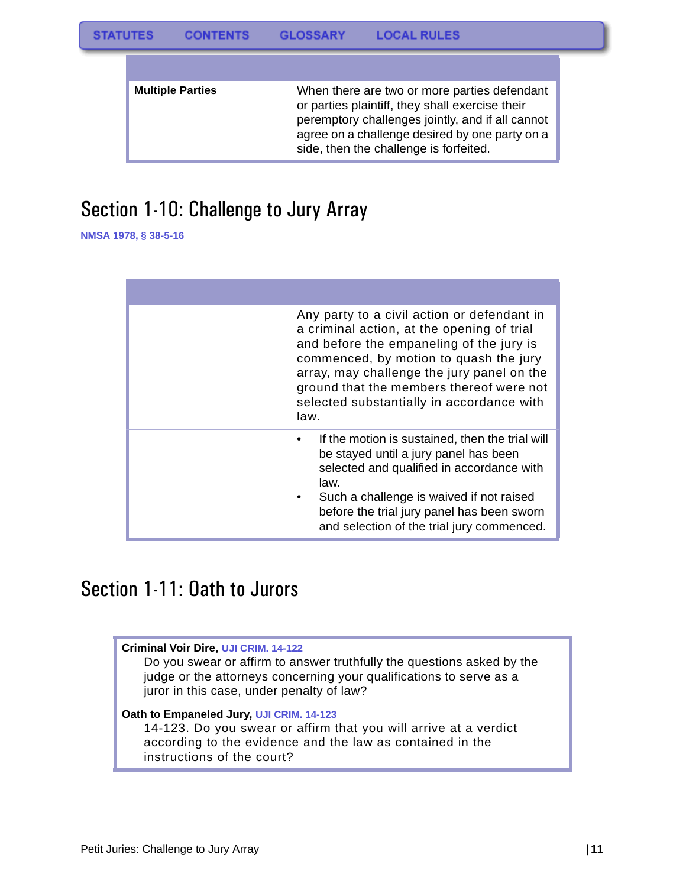| | |
|---|---|
| **Multiple Parties** | When there are two or more parties defendant or parties plaintiff, they shall exercise their peremptory challenges jointly, and if all cannot agree on a challenge desired by one party on a side, then the challenge is forfeited. |

## Section 1-10: Challenge to Jury Array

NMSA 1978, § 38-5-16

| | |
|---|---|
| | Any party to a civil action or defendant in a criminal action, at the opening of trial and before the empaneling of the jury is commenced, by motion to quash the jury array, may challenge the jury panel on the ground that the members thereof were not selected substantially in accordance with law. |
| | • If the motion is sustained, then the trial will be stayed until a jury panel has been selected and qualified in accordance with law.<br>• Such a challenge is waived if not raised before the trial jury panel has been sworn and selection of the trial jury commenced. |

## Section 1-11: Oath to Jurors

**Criminal Voir Dire,** UJI CRIM. 14-122

Do you swear or affirm to answer truthfully the questions asked by the judge or the attorneys concerning your qualifications to serve as a juror in this case, under penalty of law?

**Oath to Empaneled Jury,** UJI CRIM. 14-123

14-123. Do you swear or affirm that you will arrive at a verdict according to the evidence and the law as contained in the instructions of the court?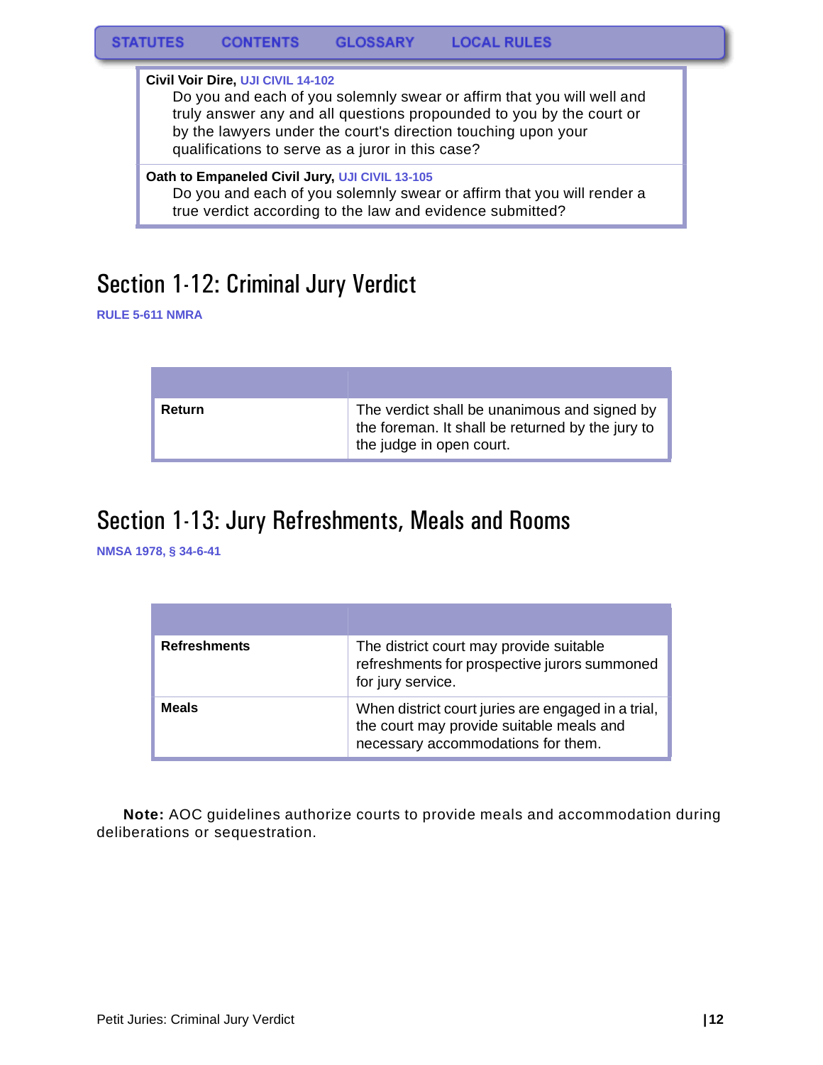| | |
|---|---|
| **Civil Voir Dire,** UJI CIVIL 14-102<br>Do you and each of you solemnly swear or affirm that you will well and truly answer any and all questions propounded to you by the court or by the lawyers under the court's direction touching upon your qualifications to serve as a juror in this case? | |
| **Oath to Empaneled Civil Jury,** UJI CIVIL 13-105<br>Do you and each of you solemnly swear or affirm that you will render a true verdict according to the law and evidence submitted? | |

## Section 1-12: Criminal Jury Verdict

RULE 5-611 NMRA

| | |
|---|---|
| **Return** | The verdict shall be unanimous and signed by the foreman. It shall be returned by the jury to the judge in open court. |

## Section 1-13: Jury Refreshments, Meals and Rooms

NMSA 1978, § 34-6-41

| | |
|---|---|
| **Refreshments** | The district court may provide suitable refreshments for prospective jurors summoned for jury service. |
| **Meals** | When district court juries are engaged in a trial, the court may provide suitable meals and necessary accommodations for them. |

**Note:** AOC guidelines authorize courts to provide meals and accommodation during deliberations or sequestration.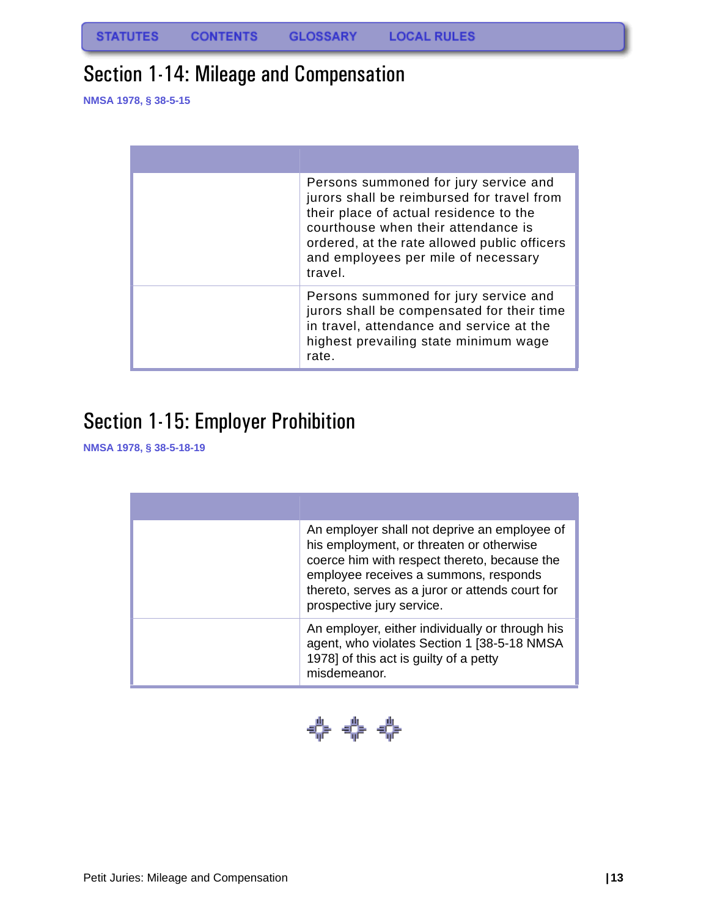STATUTES CONTENTS GLOSSARY LOCAL RULES

## Section 1-14: Mileage and Compensation

NMSA 1978, § 38-5-15

| | |
|---|---|
| | Persons summoned for jury service and jurors shall be reimbursed for travel from their place of actual residence to the courthouse when their attendance is ordered, at the rate allowed public officers and employees per mile of necessary travel. |
| | Persons summoned for jury service and jurors shall be compensated for their time in travel, attendance and service at the highest prevailing state minimum wage rate. |

## Section 1-15: Employer Prohibition

NMSA 1978, § 38-5-18-19

| | |
|---|---|
| | An employer shall not deprive an employee of his employment, or threaten or otherwise coerce him with respect thereto, because the employee receives a summons, responds thereto, serves as a juror or attends court for prospective jury service. |
| | An employer, either individually or through his agent, who violates Section 1 [38-5-18 NMSA 1978] of this act is guilty of a petty misdemeanor. |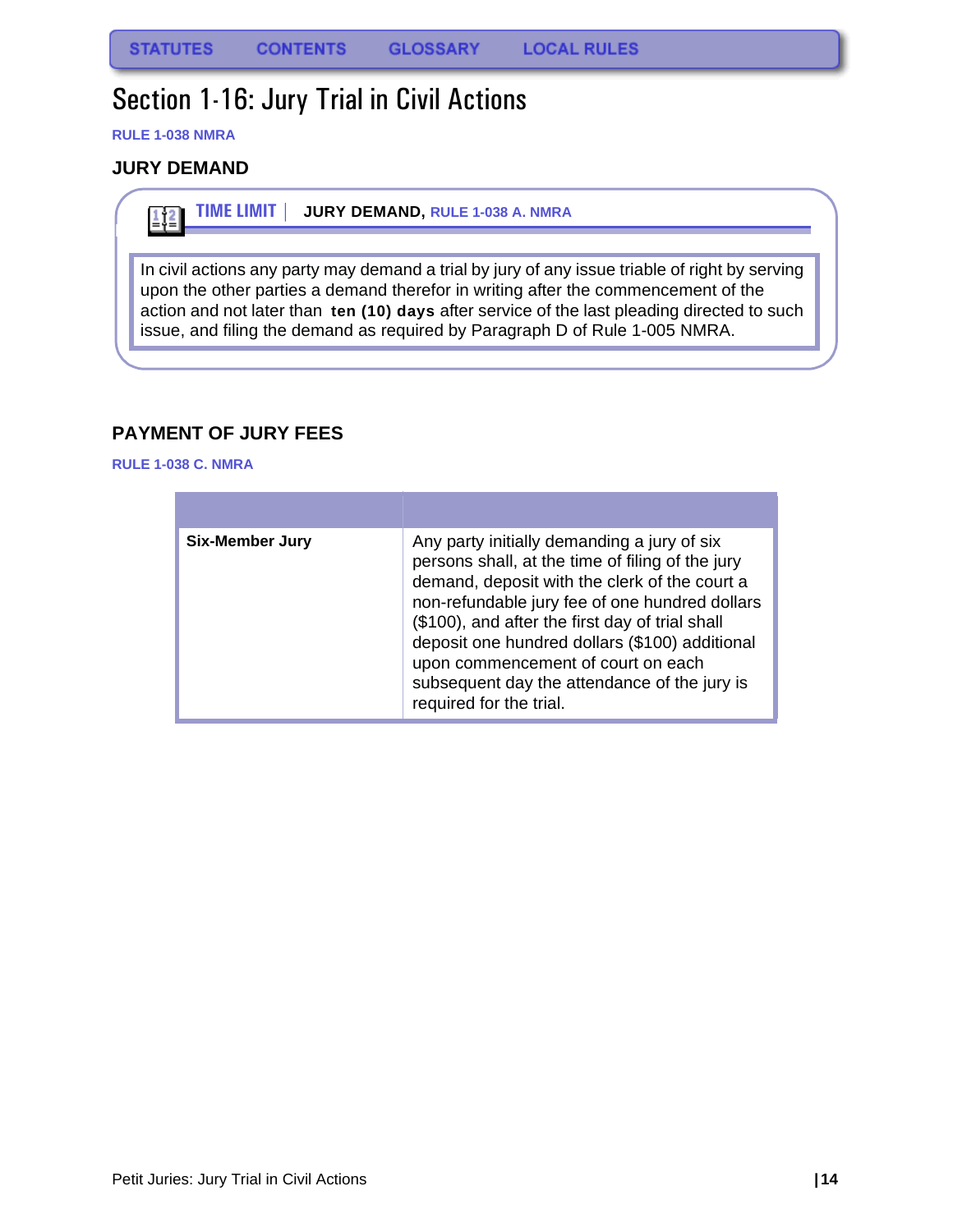# Section 1-16: Jury Trial in Civil Actions

**RULE 1-038 NMRA**

## JURY DEMAND

**TIME LIMIT** | **JURY DEMAND, RULE 1-038 A. NMRA**

In civil actions any party may demand a trial by jury of any issue triable of right by serving upon the other parties a demand therefor in writing after the commencement of the action and not later than **ten (10) days** after service of the last pleading directed to such issue, and filing the demand as required by Paragraph D of Rule 1-005 NMRA.

## PAYMENT OF JURY FEES

**RULE 1-038 C. NMRA**

| | |
|---|---|
| **Six-Member Jury** | Any party initially demanding a jury of six persons shall, at the time of filing of the jury demand, deposit with the clerk of the court a non-refundable jury fee of one hundred dollars ($100), and after the first day of trial shall deposit one hundred dollars ($100) additional upon commencement of court on each subsequent day the attendance of the jury is required for the trial. |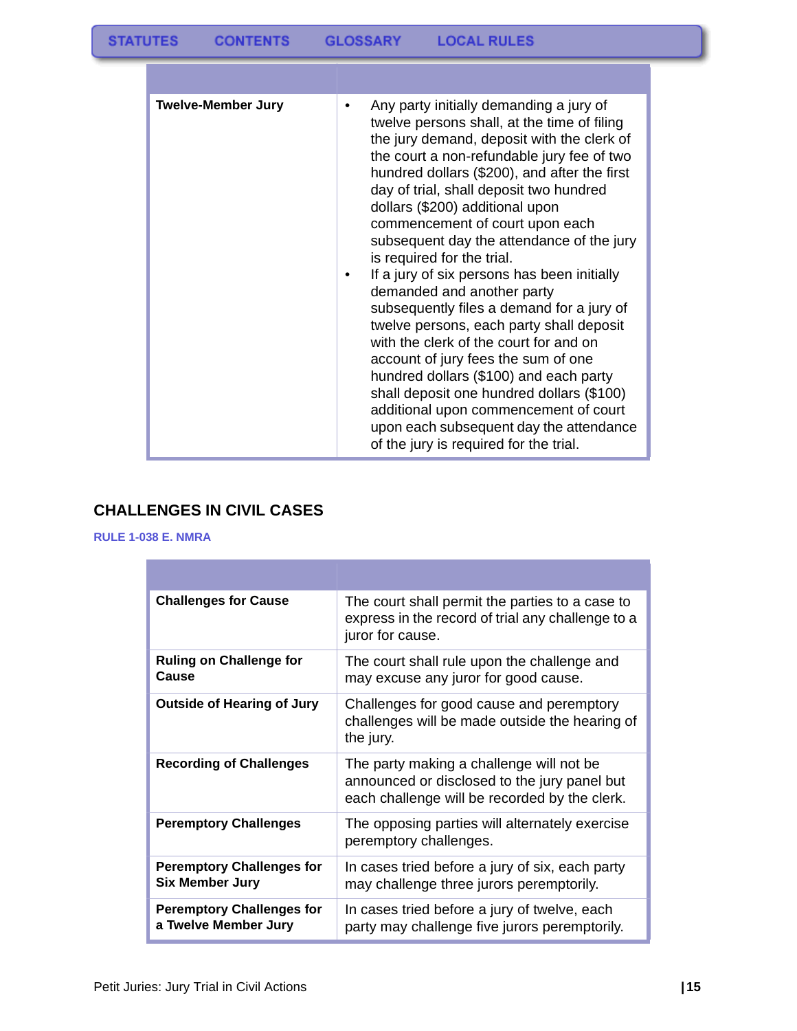| | |
|---|---|
| **Twelve-Member Jury** | • Any party initially demanding a jury of twelve persons shall, at the time of filing the jury demand, deposit with the clerk of the court a non-refundable jury fee of two hundred dollars ($200), and after the first day of trial, shall deposit two hundred dollars ($200) additional upon commencement of court upon each subsequent day the attendance of the jury is required for the trial. • If a jury of six persons has been initially demanded and another party subsequently files a demand for a jury of twelve persons, each party shall deposit with the clerk of the court for and on account of jury fees the sum of one hundred dollars ($100) and each party shall deposit one hundred dollars ($100) additional upon commencement of court upon each subsequent day the attendance of the jury is required for the trial. |

## CHALLENGES IN CIVIL CASES

**RULE 1-038 E. NMRA**

| | |
|---|---|
| **Challenges for Cause** | The court shall permit the parties to a case to express in the record of trial any challenge to a juror for cause. |
| **Ruling on Challenge for Cause** | The court shall rule upon the challenge and may excuse any juror for good cause. |
| **Outside of Hearing of Jury** | Challenges for good cause and peremptory challenges will be made outside the hearing of the jury. |
| **Recording of Challenges** | The party making a challenge will not be announced or disclosed to the jury panel but each challenge will be recorded by the clerk. |
| **Peremptory Challenges** | The opposing parties will alternately exercise peremptory challenges. |
| **Peremptory Challenges for Six Member Jury** | In cases tried before a jury of six, each party may challenge three jurors peremptorily. |
| **Peremptory Challenges for a Twelve Member Jury** | In cases tried before a jury of twelve, each party may challenge five jurors peremptorily. |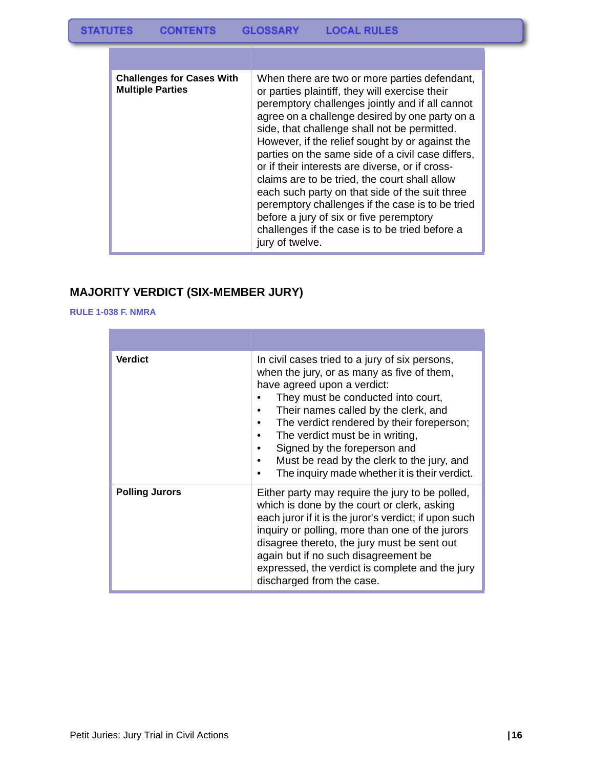| | |
|---|---|
| **Challenges for Cases With Multiple Parties** | When there are two or more parties defendant, or parties plaintiff, they will exercise their peremptory challenges jointly and if all cannot agree on a challenge desired by one party on a side, that challenge shall not be permitted. However, if the relief sought by or against the parties on the same side of a civil case differs, or if their interests are diverse, or if cross-claims are to be tried, the court shall allow each such party on that side of the suit three peremptory challenges if the case is to be tried before a jury of six or five peremptory challenges if the case is to be tried before a jury of twelve. |

## MAJORITY VERDICT (SIX-MEMBER JURY)

**RULE 1-038 F. NMRA**

| | |
|---|---|
| **Verdict** | In civil cases tried to a jury of six persons, when the jury, or as many as five of them, have agreed upon a verdict:<br>• They must be conducted into court,<br>• Their names called by the clerk, and<br>• The verdict rendered by their foreperson;<br>• The verdict must be in writing,<br>• Signed by the foreperson and<br>• Must be read by the clerk to the jury, and<br>• The inquiry made whether it is their verdict. |
| **Polling Jurors** | Either party may require the jury to be polled, which is done by the court or clerk, asking each juror if it is the juror's verdict; if upon such inquiry or polling, more than one of the jurors disagree thereto, the jury must be sent out again but if no such disagreement be expressed, the verdict is complete and the jury discharged from the case. |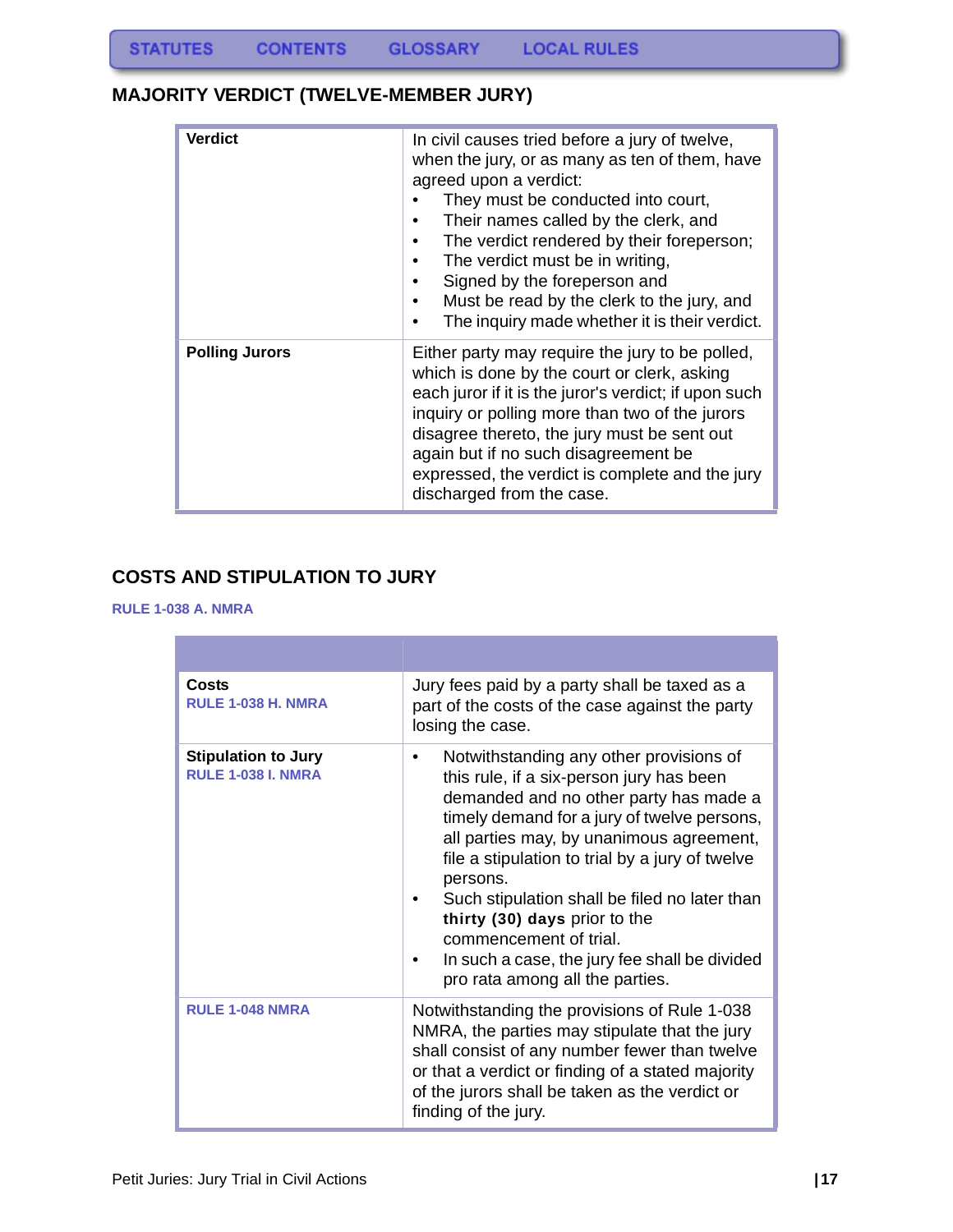## MAJORITY VERDICT (TWELVE-MEMBER JURY)

| | |
|---|---|
| **Verdict** | In civil causes tried before a jury of twelve, when the jury, or as many as ten of them, have agreed upon a verdict: • They must be conducted into court, • Their names called by the clerk, and • The verdict rendered by their foreperson; • The verdict must be in writing, • Signed by the foreperson and • Must be read by the clerk to the jury, and • The inquiry made whether it is their verdict. |
| **Polling Jurors** | Either party may require the jury to be polled, which is done by the court or clerk, asking each juror if it is the juror's verdict; if upon such inquiry or polling more than two of the jurors disagree thereto, the jury must be sent out again but if no such disagreement be expressed, the verdict is complete and the jury discharged from the case. |

## COSTS AND STIPULATION TO JURY

RULE 1-038 A. NMRA

| | |
|---|---|
| **Costs** RULE 1-038 H. NMRA | Jury fees paid by a party shall be taxed as a part of the costs of the case against the party losing the case. |
| **Stipulation to Jury** RULE 1-038 I. NMRA | • Notwithstanding any other provisions of this rule, if a six-person jury has been demanded and no other party has made a timely demand for a jury of twelve persons, all parties may, by unanimous agreement, file a stipulation to trial by a jury of twelve persons. • Such stipulation shall be filed no later than **thirty (30) days** prior to the commencement of trial. • In such a case, the jury fee shall be divided pro rata among all the parties. |
| RULE 1-048 NMRA | Notwithstanding the provisions of Rule 1-038 NMRA, the parties may stipulate that the jury shall consist of any number fewer than twelve or that a verdict or finding of a stated majority of the jurors shall be taken as the verdict or finding of the jury. |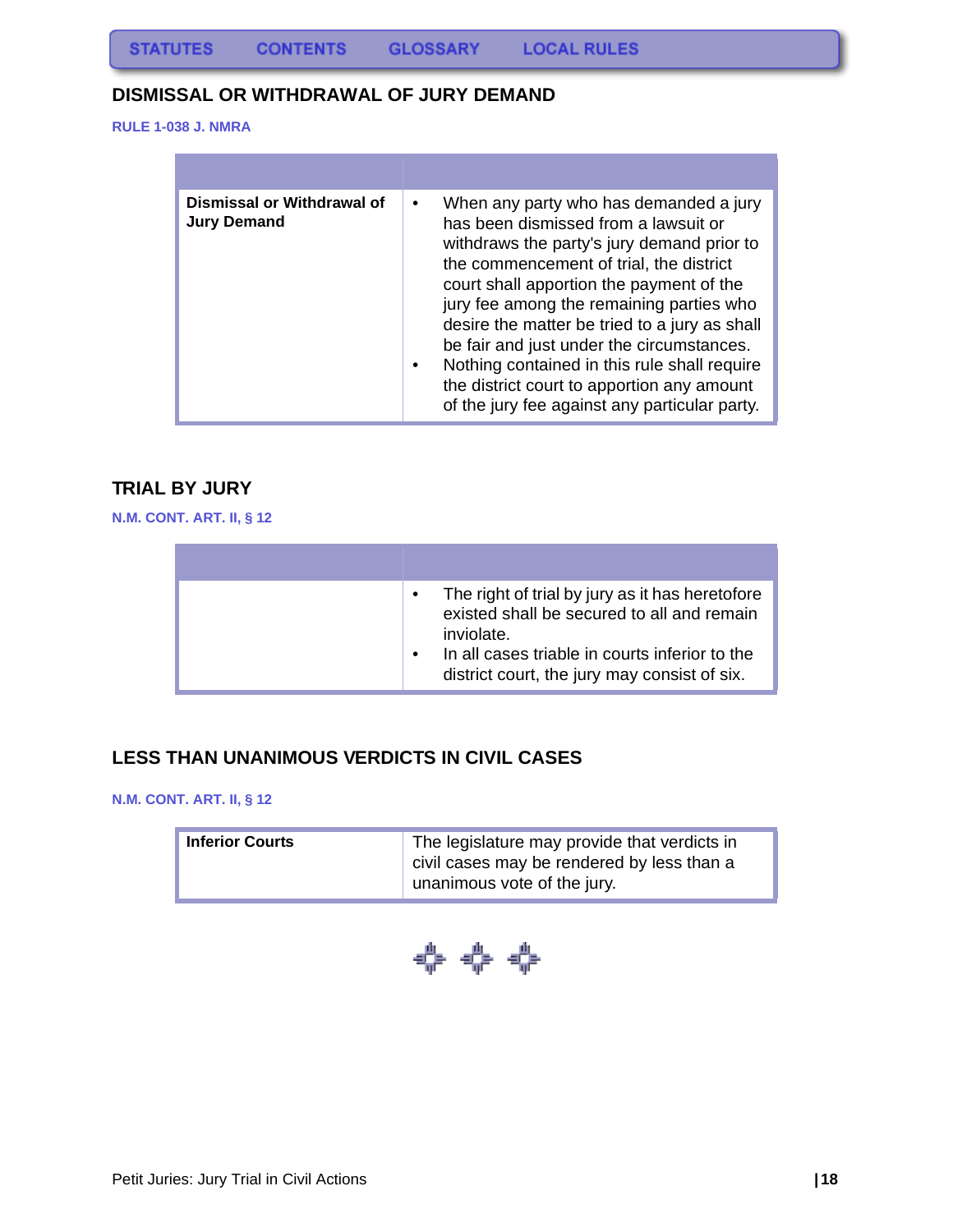## DISMISSAL OR WITHDRAWAL OF JURY DEMAND

**RULE 1-038 J. NMRA**

| | |
|---|---|
| **Dismissal or Withdrawal of Jury Demand** | • When any party who has demanded a jury has been dismissed from a lawsuit or withdraws the party's jury demand prior to the commencement of trial, the district court shall apportion the payment of the jury fee among the remaining parties who desire the matter be tried to a jury as shall be fair and just under the circumstances.<br>• Nothing contained in this rule shall require the district court to apportion any amount of the jury fee against any particular party. |

## TRIAL BY JURY

**N.M. CONT. ART. II, § 12**

| | |
|---|---|
| | • The right of trial by jury as it has heretofore existed shall be secured to all and remain inviolate.<br>• In all cases triable in courts inferior to the district court, the jury may consist of six. |

## LESS THAN UNANIMOUS VERDICTS IN CIVIL CASES

**N.M. CONT. ART. II, § 12**

| | |
|---|---|
| **Inferior Courts** | The legislature may provide that verdicts in civil cases may be rendered by less than a unanimous vote of the jury. |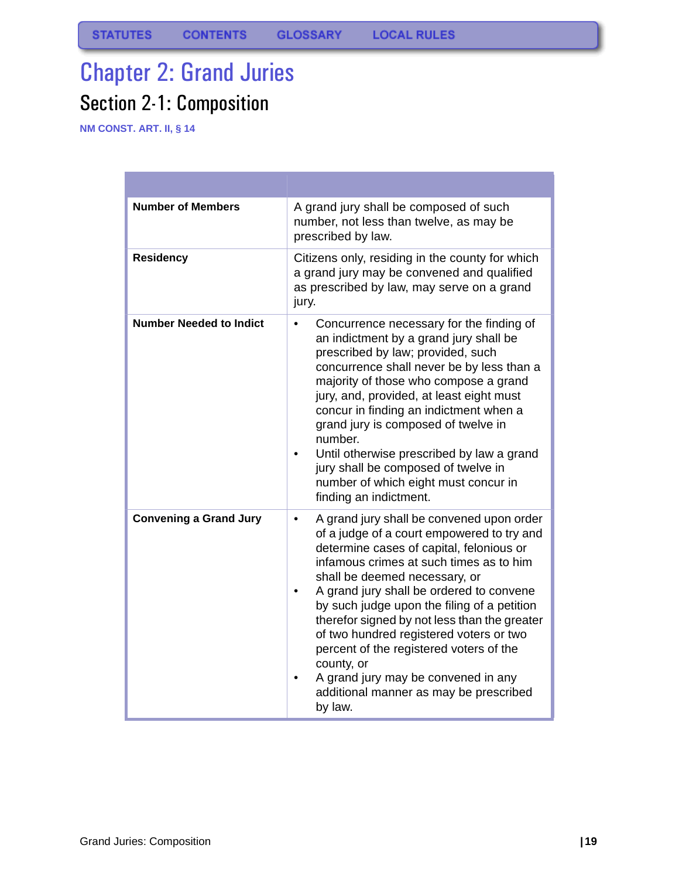# Chapter 2: Grand Juries

## Section 2-1: Composition

**NM CONST. ART. II, § 14**

| | |
|---|---|
| **Number of Members** | A grand jury shall be composed of such number, not less than twelve, as may be prescribed by law. |
| **Residency** | Citizens only, residing in the county for which a grand jury may be convened and qualified as prescribed by law, may serve on a grand jury. |
| **Number Needed to Indict** | • Concurrence necessary for the finding of an indictment by a grand jury shall be prescribed by law; provided, such concurrence shall never be by less than a majority of those who compose a grand jury, and, provided, at least eight must concur in finding an indictment when a grand jury is composed of twelve in number.<br>• Until otherwise prescribed by law a grand jury shall be composed of twelve in number of which eight must concur in finding an indictment. |
| **Convening a Grand Jury** | • A grand jury shall be convened upon order of a judge of a court empowered to try and determine cases of capital, felonious or infamous crimes at such times as to him shall be deemed necessary, or<br>• A grand jury shall be ordered to convene by such judge upon the filing of a petition therefor signed by not less than the greater of two hundred registered voters or two percent of the registered voters of the county, or<br>• A grand jury may be convened in any additional manner as may be prescribed by law. |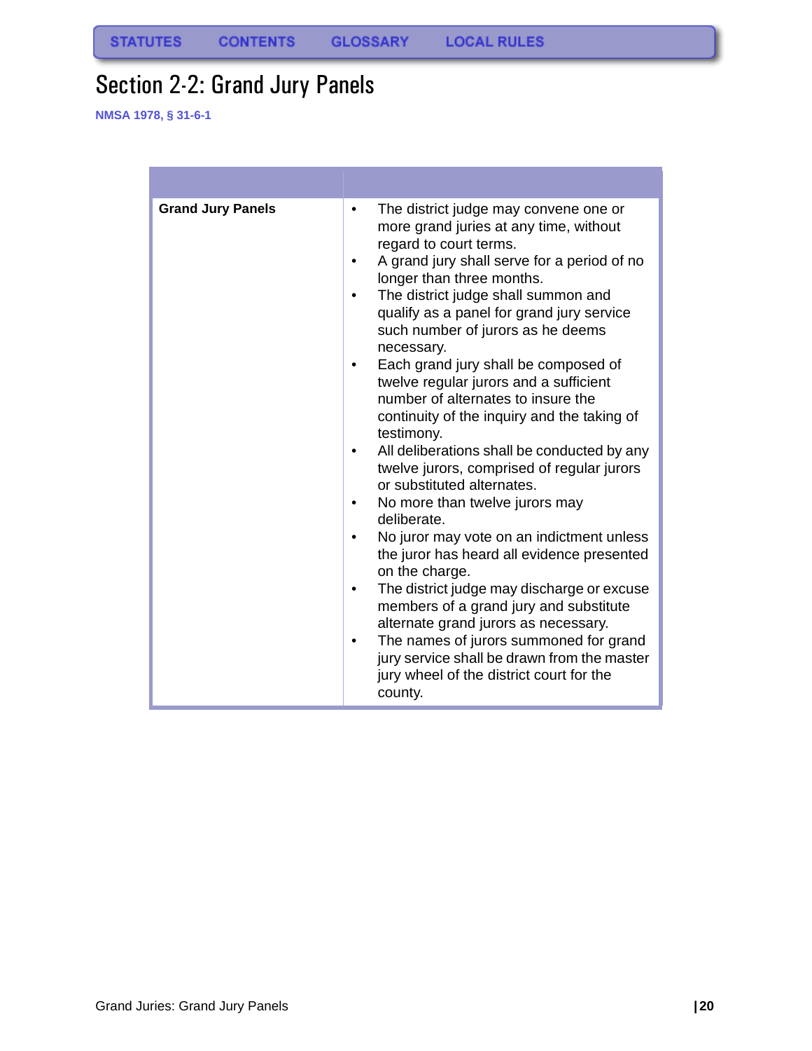# Section 2-2: Grand Jury Panels

NMSA 1978, § 31-6-1

| | |
|---|---|
| **Grand Jury Panels** | • The district judge may convene one or more grand juries at any time, without regard to court terms.<br>• A grand jury shall serve for a period of no longer than three months.<br>• The district judge shall summon and qualify as a panel for grand jury service such number of jurors as he deems necessary.<br>• Each grand jury shall be composed of twelve regular jurors and a sufficient number of alternates to insure the continuity of the inquiry and the taking of testimony.<br>• All deliberations shall be conducted by any twelve jurors, comprised of regular jurors or substituted alternates.<br>• No more than twelve jurors may deliberate.<br>• No juror may vote on an indictment unless the juror has heard all evidence presented on the charge.<br>• The district judge may discharge or excuse members of a grand jury and substitute alternate grand jurors as necessary.<br>• The names of jurors summoned for grand jury service shall be drawn from the master jury wheel of the district court for the county. |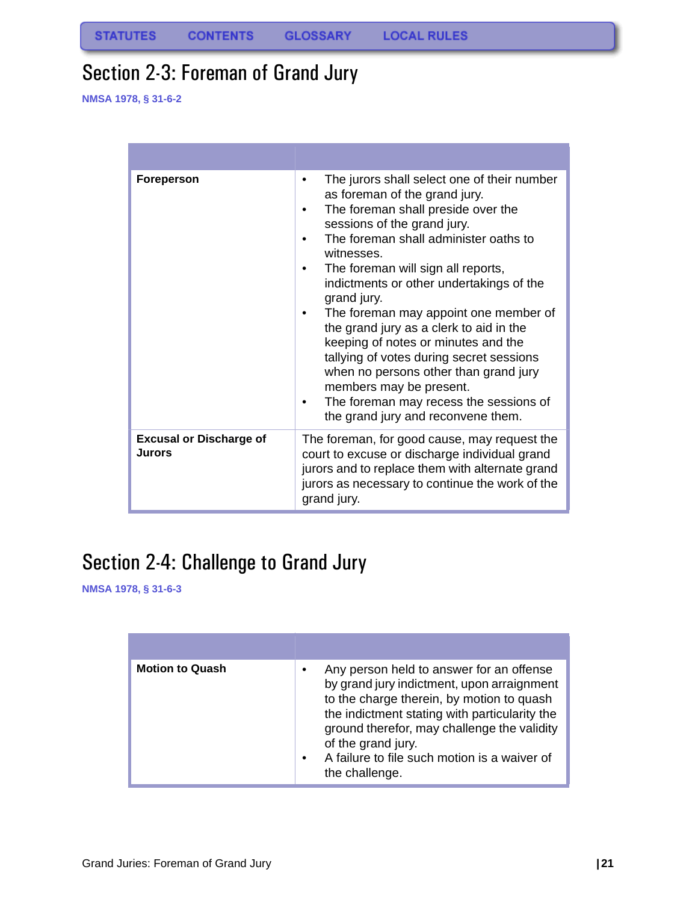STATUTES CONTENTS GLOSSARY LOCAL RULES

# Section 2-3: Foreman of Grand Jury

**NMSA 1978, § 31-6-2**

| | |
|---|---|
| **Foreperson** | • The jurors shall select one of their number as foreman of the grand jury.<br>• The foreman shall preside over the sessions of the grand jury.<br>• The foreman shall administer oaths to witnesses.<br>• The foreman will sign all reports, indictments or other undertakings of the grand jury.<br>• The foreman may appoint one member of the grand jury as a clerk to aid in the keeping of notes or minutes and the tallying of votes during secret sessions when no persons other than grand jury members may be present.<br>• The foreman may recess the sessions of the grand jury and reconvene them. |
| **Excusal or Discharge of Jurors** | The foreman, for good cause, may request the court to excuse or discharge individual grand jurors and to replace them with alternate grand jurors as necessary to continue the work of the grand jury. |

# Section 2-4: Challenge to Grand Jury

**NMSA 1978, § 31-6-3**

| | |
|---|---|
| **Motion to Quash** | • Any person held to answer for an offense by grand jury indictment, upon arraignment to the charge therein, by motion to quash the indictment stating with particularity the ground therefor, may challenge the validity of the grand jury.<br>• A failure to file such motion is a waiver of the challenge. |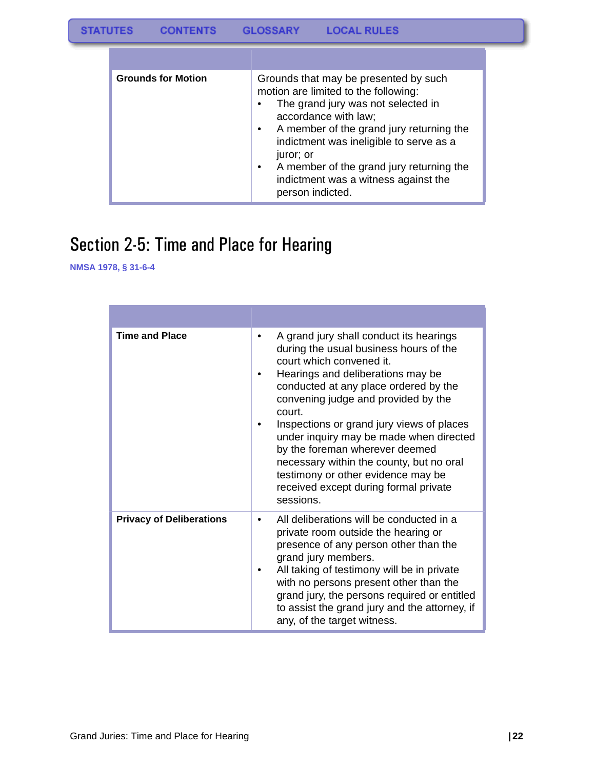| | |
|---|---|
| **Grounds for Motion** | Grounds that may be presented by such motion are limited to the following:<br>• The grand jury was not selected in accordance with law;<br>• A member of the grand jury returning the indictment was ineligible to serve as a juror; or<br>• A member of the grand jury returning the indictment was a witness against the person indicted. |

## Section 2-5: Time and Place for Hearing

**NMSA 1978, § 31-6-4**

| | |
|---|---|
| **Time and Place** | • A grand jury shall conduct its hearings during the usual business hours of the court which convened it.<br>• Hearings and deliberations may be conducted at any place ordered by the convening judge and provided by the court.<br>• Inspections or grand jury views of places under inquiry may be made when directed by the foreman wherever deemed necessary within the county, but no oral testimony or other evidence may be received except during formal private sessions. |
| **Privacy of Deliberations** | • All deliberations will be conducted in a private room outside the hearing or presence of any person other than the grand jury members.<br>• All taking of testimony will be in private with no persons present other than the grand jury, the persons required or entitled to assist the grand jury and the attorney, if any, of the target witness. |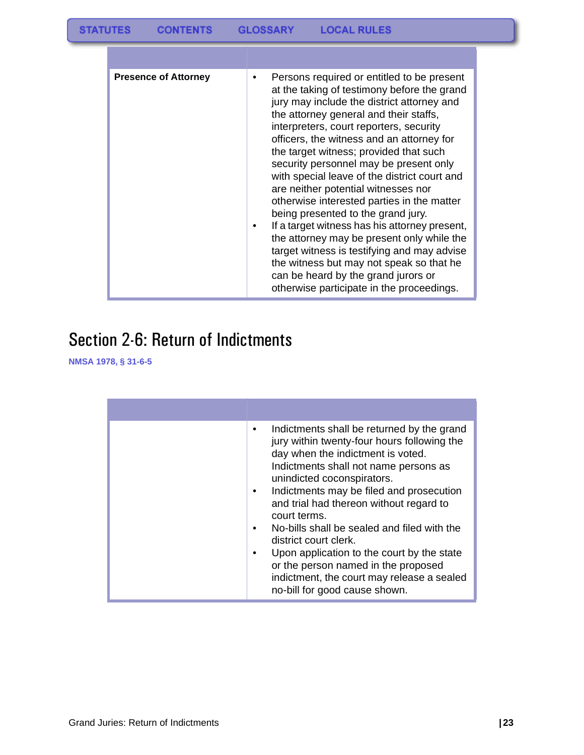| | |
|---|---|
| **Presence of Attorney** | • Persons required or entitled to be present at the taking of testimony before the grand jury may include the district attorney and the attorney general and their staffs, interpreters, court reporters, security officers, the witness and an attorney for the target witness; provided that such security personnel may be present only with special leave of the district court and are neither potential witnesses nor otherwise interested parties in the matter being presented to the grand jury.<br>• If a target witness has his attorney present, the attorney may be present only while the target witness is testifying and may advise the witness but may not speak so that he can be heard by the grand jurors or otherwise participate in the proceedings. |

# Section 2-6: Return of Indictments

**NMSA 1978, § 31-6-5**

| | |
|---|---|
| | • Indictments shall be returned by the grand jury within twenty-four hours following the day when the indictment is voted. Indictments shall not name persons as unindicted coconspirators.<br>• Indictments may be filed and prosecution and trial had thereon without regard to court terms.<br>• No-bills shall be sealed and filed with the district court clerk.<br>• Upon application to the court by the state or the person named in the proposed indictment, the court may release a sealed no-bill for good cause shown. |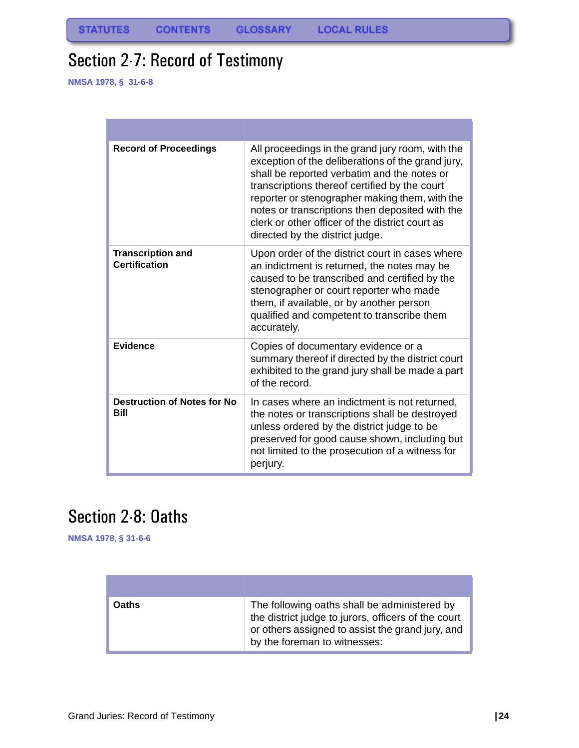# Section 2-7: Record of Testimony

NMSA 1978, § 31-6-8

| | |
|---|---|
| **Record of Proceedings** | All proceedings in the grand jury room, with the exception of the deliberations of the grand jury, shall be reported verbatim and the notes or transcriptions thereof certified by the court reporter or stenographer making them, with the notes or transcriptions then deposited with the clerk or other officer of the district court as directed by the district judge. |
| **Transcription and Certification** | Upon order of the district court in cases where an indictment is returned, the notes may be caused to be transcribed and certified by the stenographer or court reporter who made them, if available, or by another person qualified and competent to transcribe them accurately. |
| **Evidence** | Copies of documentary evidence or a summary thereof if directed by the district court exhibited to the grand jury shall be made a part of the record. |
| **Destruction of Notes for No Bill** | In cases where an indictment is not returned, the notes or transcriptions shall be destroyed unless ordered by the district judge to be preserved for good cause shown, including but not limited to the prosecution of a witness for perjury. |

# Section 2-8: Oaths

NMSA 1978, § 31-6-6

| | |
|---|---|
| **Oaths** | The following oaths shall be administered by the district judge to jurors, officers of the court or others assigned to assist the grand jury, and by the foreman to witnesses: |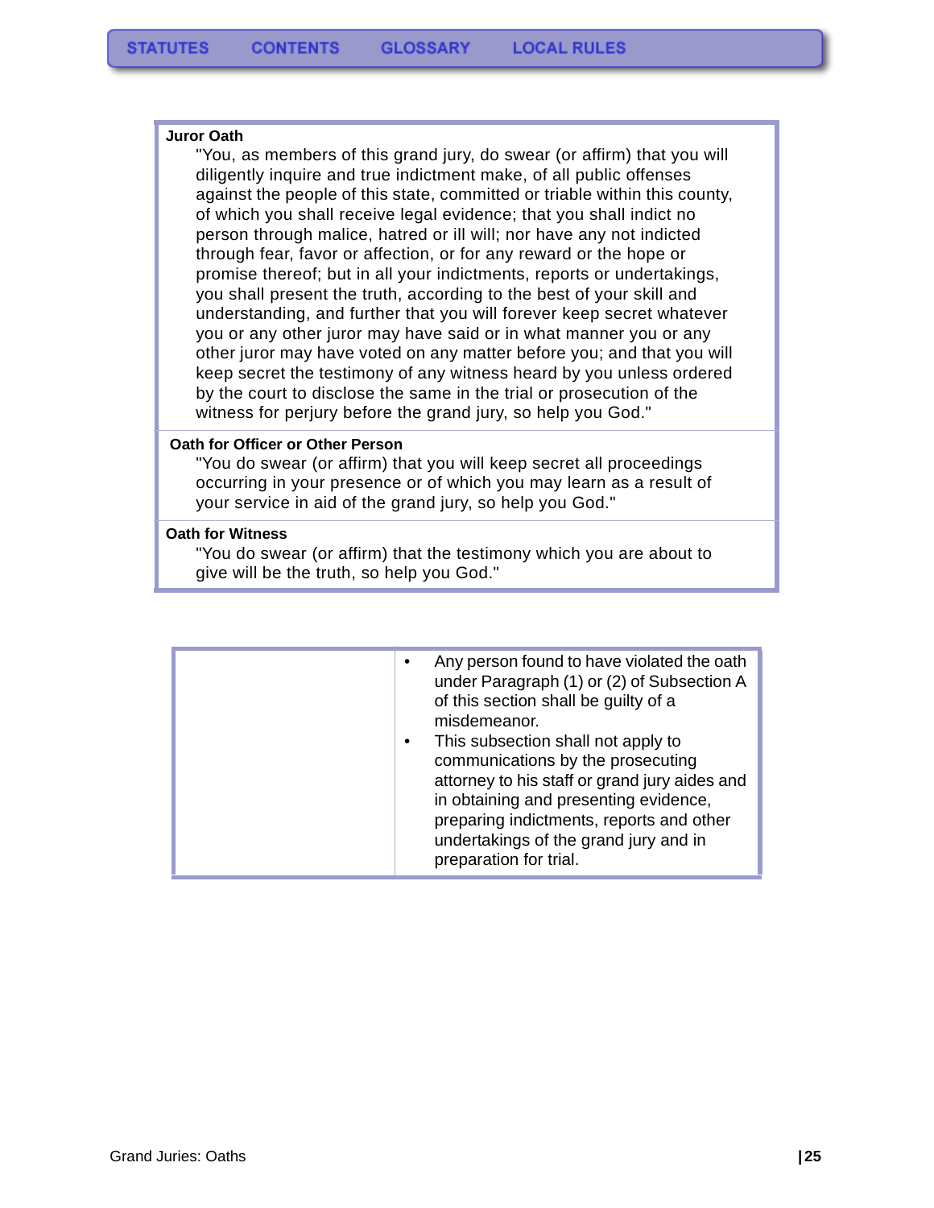**Juror Oath**

"You, as members of this grand jury, do swear (or affirm) that you will diligently inquire and true indictment make, of all public offenses against the people of this state, committed or triable within this county, of which you shall receive legal evidence; that you shall indict no person through malice, hatred or ill will; nor have any not indicted through fear, favor or affection, or for any reward or the hope or promise thereof; but in all your indictments, reports or undertakings, you shall present the truth, according to the best of your skill and understanding, and further that you will forever keep secret whatever you or any other juror may have said or in what manner you or any other juror may have voted on any matter before you; and that you will keep secret the testimony of any witness heard by you unless ordered by the court to disclose the same in the trial or prosecution of the witness for perjury before the grand jury, so help you God."

**Oath for Officer or Other Person**

"You do swear (or affirm) that you will keep secret all proceedings occurring in your presence or of which you may learn as a result of your service in aid of the grand jury, so help you God."

**Oath for Witness**

"You do swear (or affirm) that the testimony which you are about to give will be the truth, so help you God."

| | |
|---|---|
| | • Any person found to have violated the oath under Paragraph (1) or (2) of Subsection A of this section shall be guilty of a misdemeanor.<br>• This subsection shall not apply to communications by the prosecuting attorney to his staff or grand jury aides and in obtaining and presenting evidence, preparing indictments, reports and other undertakings of the grand jury and in preparation for trial. |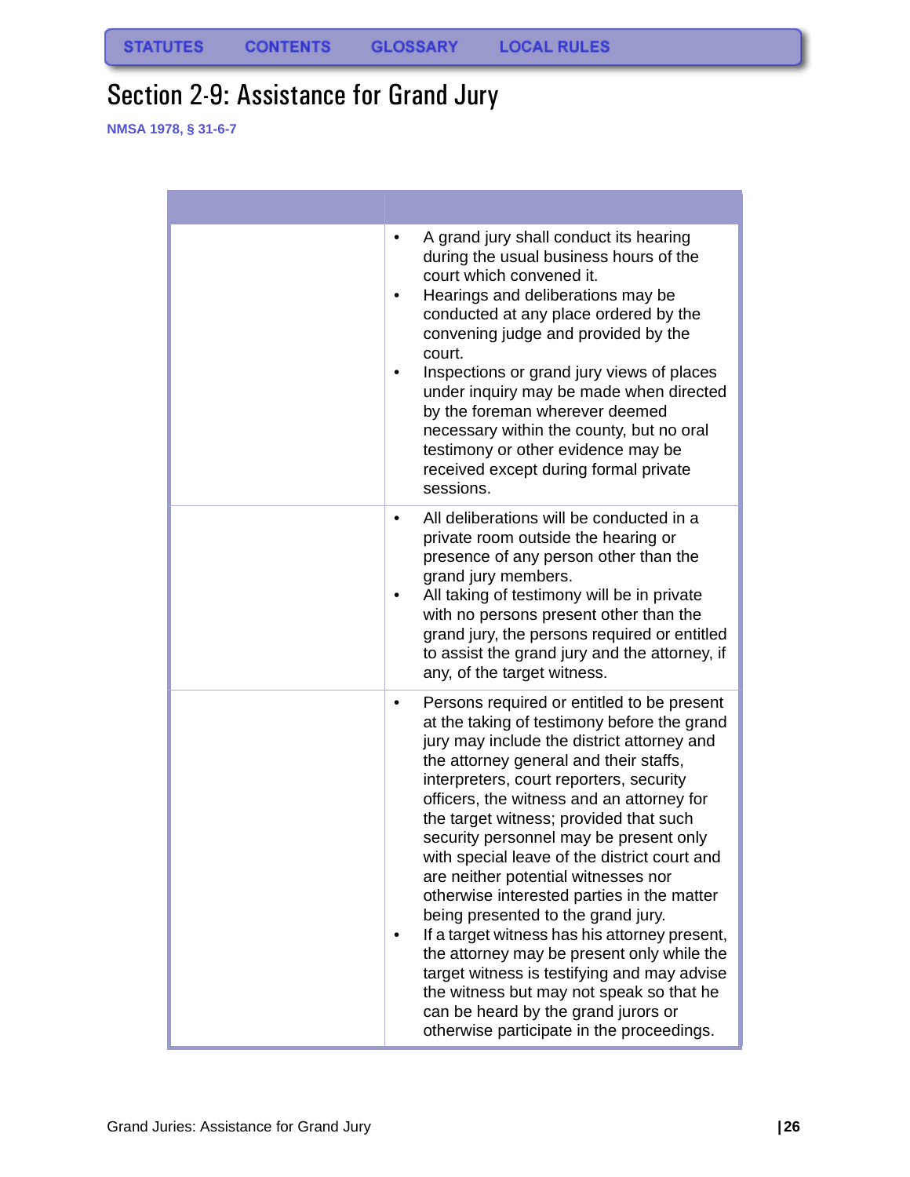# Section 2-9: Assistance for Grand Jury

**NMSA 1978, § 31-6-7**

| | |
|---|---|
| | • A grand jury shall conduct its hearing during the usual business hours of the court which convened it.<br>• Hearings and deliberations may be conducted at any place ordered by the convening judge and provided by the court.<br>• Inspections or grand jury views of places under inquiry may be made when directed by the foreman wherever deemed necessary within the county, but no oral testimony or other evidence may be received except during formal private sessions. |
| | • All deliberations will be conducted in a private room outside the hearing or presence of any person other than the grand jury members.<br>• All taking of testimony will be in private with no persons present other than the grand jury, the persons required or entitled to assist the grand jury and the attorney, if any, of the target witness. |
| | • Persons required or entitled to be present at the taking of testimony before the grand jury may include the district attorney and the attorney general and their staffs, interpreters, court reporters, security officers, the witness and an attorney for the target witness; provided that such security personnel may be present only with special leave of the district court and are neither potential witnesses nor otherwise interested parties in the matter being presented to the grand jury.<br>• If a target witness has his attorney present, the attorney may be present only while the target witness is testifying and may advise the witness but may not speak so that he can be heard by the grand jurors or otherwise participate in the proceedings. |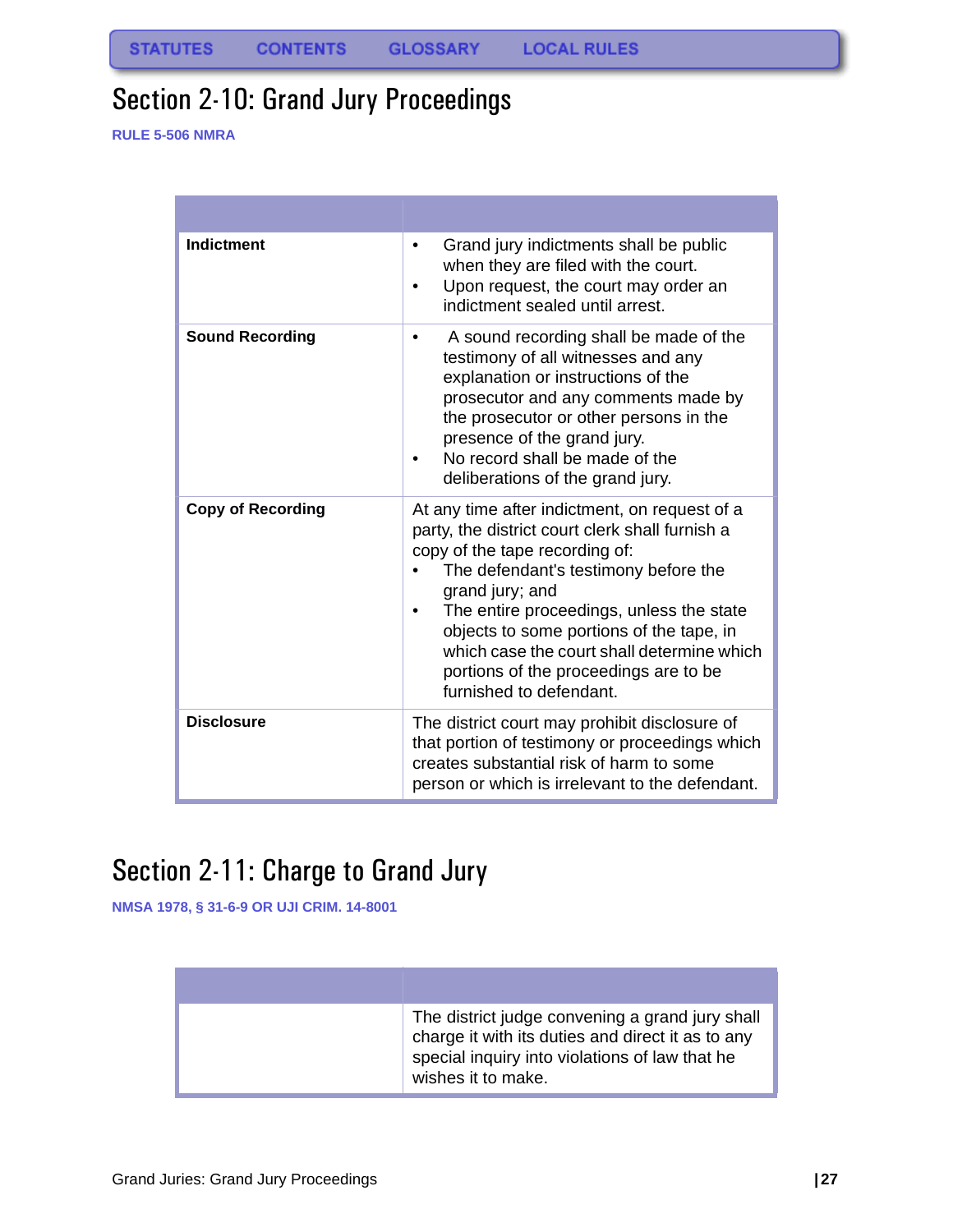STATUTES CONTENTS GLOSSARY LOCAL RULES

## Section 2-10: Grand Jury Proceedings

RULE 5-506 NMRA

| | |
|---|---|
| **Indictment** | • Grand jury indictments shall be public when they are filed with the court.<br>• Upon request, the court may order an indictment sealed until arrest. |
| **Sound Recording** | • A sound recording shall be made of the testimony of all witnesses and any explanation or instructions of the prosecutor and any comments made by the prosecutor or other persons in the presence of the grand jury.<br>• No record shall be made of the deliberations of the grand jury. |
| **Copy of Recording** | At any time after indictment, on request of a party, the district court clerk shall furnish a copy of the tape recording of:<br>• The defendant's testimony before the grand jury; and<br>• The entire proceedings, unless the state objects to some portions of the tape, in which case the court shall determine which portions of the proceedings are to be furnished to defendant. |
| **Disclosure** | The district court may prohibit disclosure of that portion of testimony or proceedings which creates substantial risk of harm to some person or which is irrelevant to the defendant. |

## Section 2-11: Charge to Grand Jury

NMSA 1978, § 31-6-9 OR UJI CRIM. 14-8001

| | |
|---|---|
| | The district judge convening a grand jury shall charge it with its duties and direct it as to any special inquiry into violations of law that he wishes it to make. |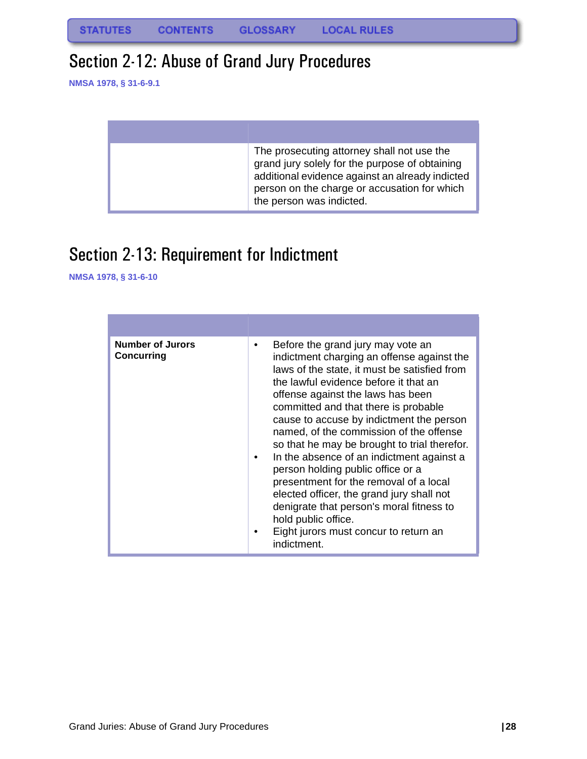## Section 2-12: Abuse of Grand Jury Procedures

NMSA 1978, § 31-6-9.1

| | |
|---|---|
| | The prosecuting attorney shall not use the grand jury solely for the purpose of obtaining additional evidence against an already indicted person on the charge or accusation for which the person was indicted. |

## Section 2-13: Requirement for Indictment

NMSA 1978, § 31-6-10

| | |
|---|---|
| **Number of Jurors Concurring** | • Before the grand jury may vote an indictment charging an offense against the laws of the state, it must be satisfied from the lawful evidence before it that an offense against the laws has been committed and that there is probable cause to accuse by indictment the person named, of the commission of the offense so that he may be brought to trial therefor.<br>• In the absence of an indictment against a person holding public office or a presentment for the removal of a local elected officer, the grand jury shall not denigrate that person's moral fitness to hold public office.<br>• Eight jurors must concur to return an indictment. |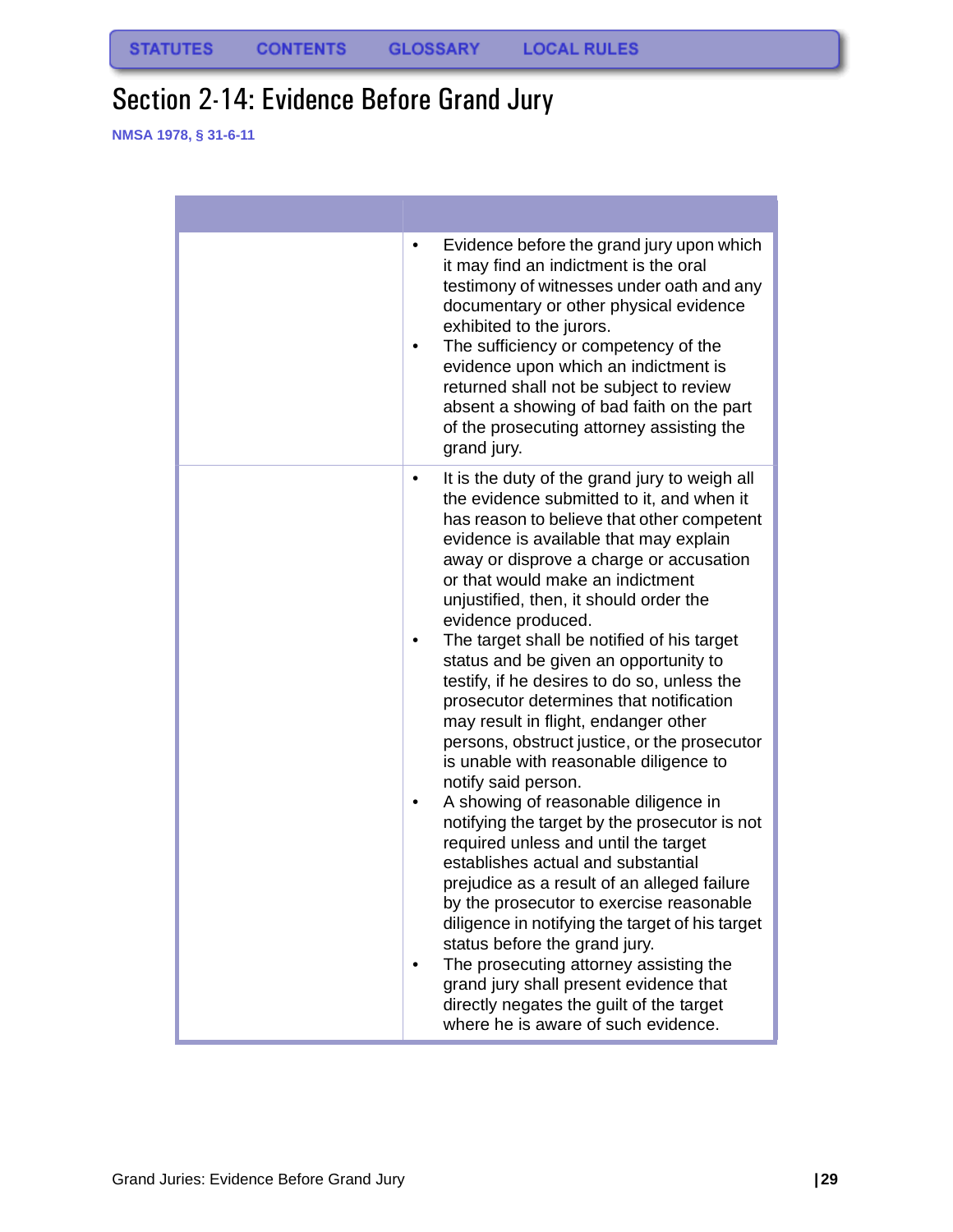# Section 2-14: Evidence Before Grand Jury

NMSA 1978, § 31-6-11

| | |
|---|---|
| | • Evidence before the grand jury upon which it may find an indictment is the oral testimony of witnesses under oath and any documentary or other physical evidence exhibited to the jurors.<br>• The sufficiency or competency of the evidence upon which an indictment is returned shall not be subject to review absent a showing of bad faith on the part of the prosecuting attorney assisting the grand jury. |
| | • It is the duty of the grand jury to weigh all the evidence submitted to it, and when it has reason to believe that other competent evidence is available that may explain away or disprove a charge or accusation or that would make an indictment unjustified, then, it should order the evidence produced.<br>• The target shall be notified of his target status and be given an opportunity to testify, if he desires to do so, unless the prosecutor determines that notification may result in flight, endanger other persons, obstruct justice, or the prosecutor is unable with reasonable diligence to notify said person.<br>• A showing of reasonable diligence in notifying the target by the prosecutor is not required unless and until the target establishes actual and substantial prejudice as a result of an alleged failure by the prosecutor to exercise reasonable diligence in notifying the target of his target status before the grand jury.<br>• The prosecuting attorney assisting the grand jury shall present evidence that directly negates the guilt of the target where he is aware of such evidence. |

Grand Juries: Evidence Before Grand Jury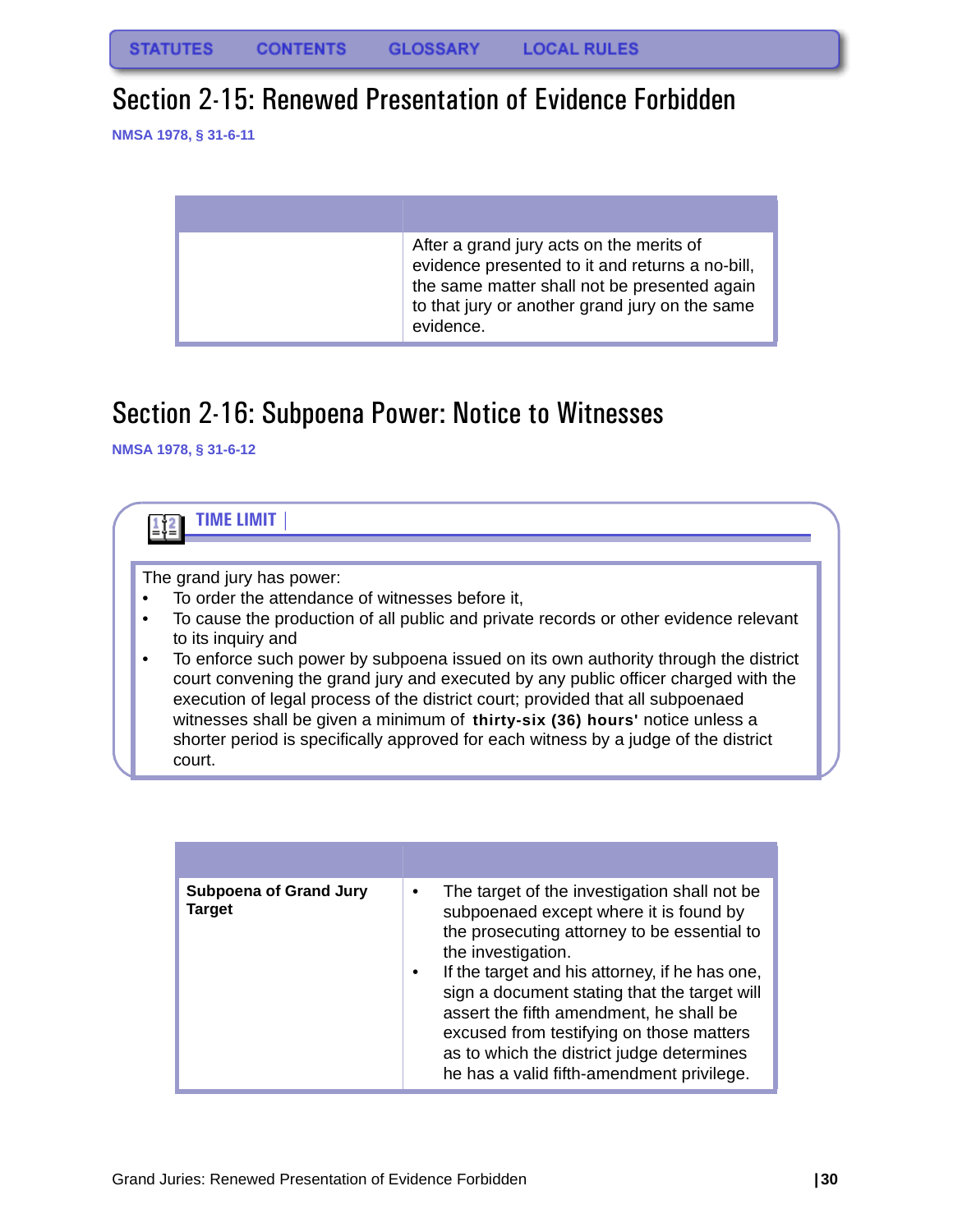## Section 2-15: Renewed Presentation of Evidence Forbidden

NMSA 1978, § 31-6-11

| | |
|---|---|
| | After a grand jury acts on the merits of evidence presented to it and returns a no-bill, the same matter shall not be presented again to that jury or another grand jury on the same evidence. |

## Section 2-16: Subpoena Power: Notice to Witnesses

NMSA 1978, § 31-6-12

**TIME LIMIT**

The grand jury has power:

- To order the attendance of witnesses before it,
- To cause the production of all public and private records or other evidence relevant to its inquiry and
- To enforce such power by subpoena issued on its own authority through the district court convening the grand jury and executed by any public officer charged with the execution of legal process of the district court; provided that all subpoenaed witnesses shall be given a minimum of **thirty-six (36) hours'** notice unless a shorter period is specifically approved for each witness by a judge of the district court.

| | |
|---|---|
| **Subpoena of Grand Jury Target** | • The target of the investigation shall not be subpoenaed except where it is found by the prosecuting attorney to be essential to the investigation.<br>• If the target and his attorney, if he has one, sign a document stating that the target will assert the fifth amendment, he shall be excused from testifying on those matters as to which the district judge determines he has a valid fifth-amendment privilege. |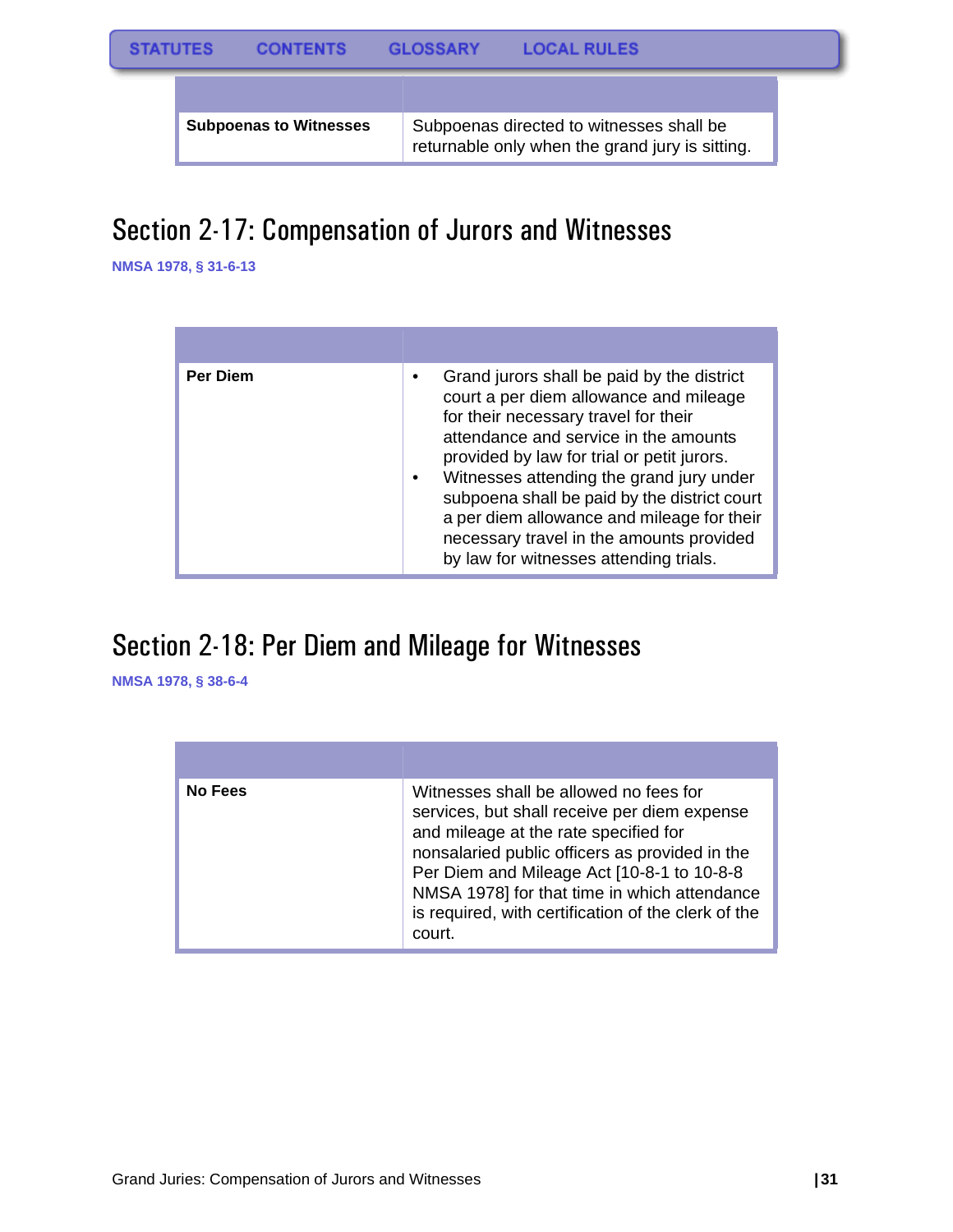| | |
|---|---|
| **Subpoenas to Witnesses** | Subpoenas directed to witnesses shall be returnable only when the grand jury is sitting. |

## Section 2-17: Compensation of Jurors and Witnesses

**NMSA 1978, § 31-6-13**

| | |
|---|---|
| **Per Diem** | • Grand jurors shall be paid by the district court a per diem allowance and mileage for their necessary travel for their attendance and service in the amounts provided by law for trial or petit jurors.<br>• Witnesses attending the grand jury under subpoena shall be paid by the district court a per diem allowance and mileage for their necessary travel in the amounts provided by law for witnesses attending trials. |

## Section 2-18: Per Diem and Mileage for Witnesses

**NMSA 1978, § 38-6-4**

| | |
|---|---|
| **No Fees** | Witnesses shall be allowed no fees for services, but shall receive per diem expense and mileage at the rate specified for nonsalaried public officers as provided in the Per Diem and Mileage Act [10-8-1 to 10-8-8 NMSA 1978] for that time in which attendance is required, with certification of the clerk of the court. |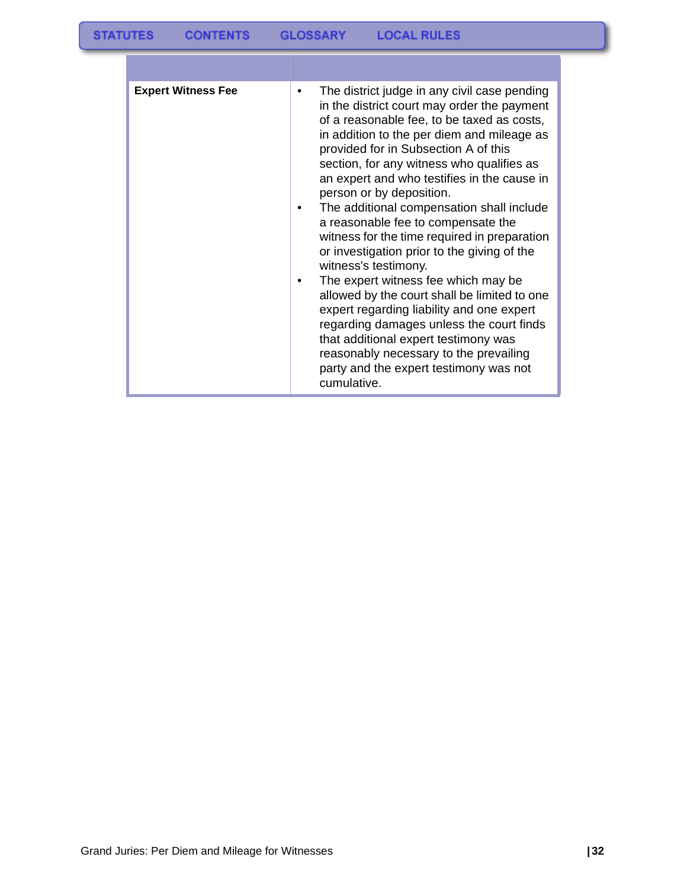| | |
|---|---|
| **Expert Witness Fee** | • The district judge in any civil case pending in the district court may order the payment of a reasonable fee, to be taxed as costs, in addition to the per diem and mileage as provided for in Subsection A of this section, for any witness who qualifies as an expert and who testifies in the cause in person or by deposition.<br>• The additional compensation shall include a reasonable fee to compensate the witness for the time required in preparation or investigation prior to the giving of the witness's testimony.<br>• The expert witness fee which may be allowed by the court shall be limited to one expert regarding liability and one expert regarding damages unless the court finds that additional expert testimony was reasonably necessary to the prevailing party and the expert testimony was not cumulative. |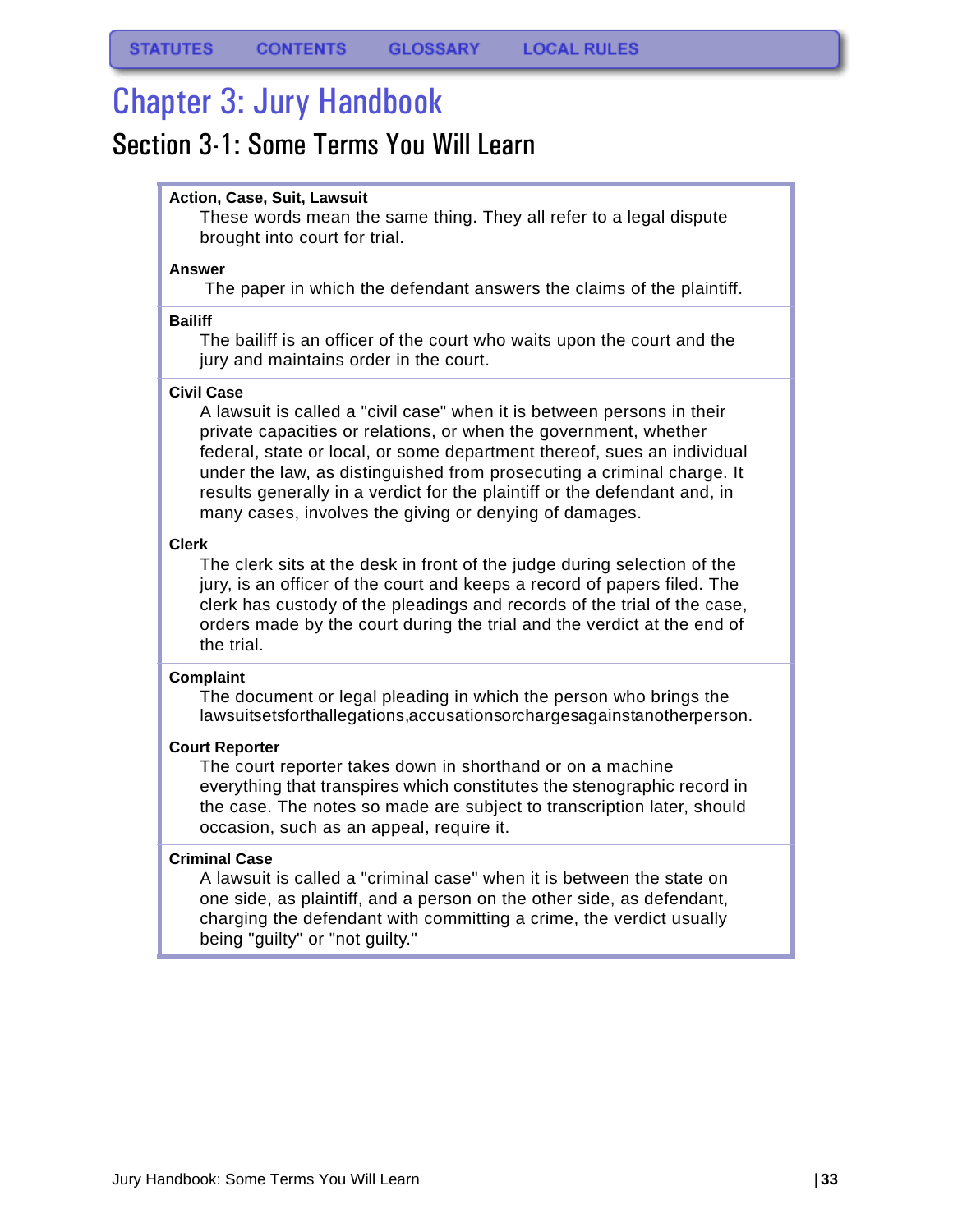# Chapter 3: Jury Handbook

## Section 3-1: Some Terms You Will Learn

**Action, Case, Suit, Lawsuit**

These words mean the same thing. They all refer to a legal dispute brought into court for trial.

**Answer**

The paper in which the defendant answers the claims of the plaintiff.

**Bailiff**

The bailiff is an officer of the court who waits upon the court and the jury and maintains order in the court.

**Civil Case**

A lawsuit is called a "civil case" when it is between persons in their private capacities or relations, or when the government, whether federal, state or local, or some department thereof, sues an individual under the law, as distinguished from prosecuting a criminal charge. It results generally in a verdict for the plaintiff or the defendant and, in many cases, involves the giving or denying of damages.

**Clerk**

The clerk sits at the desk in front of the judge during selection of the jury, is an officer of the court and keeps a record of papers filed. The clerk has custody of the pleadings and records of the trial of the case, orders made by the court during the trial and the verdict at the end of the trial.

**Complaint**

The document or legal pleading in which the person who brings the lawsuit sets forth allegations, accusations or charges against another person.

**Court Reporter**

The court reporter takes down in shorthand or on a machine everything that transpires which constitutes the stenographic record in the case. The notes so made are subject to transcription later, should occasion, such as an appeal, require it.

**Criminal Case**

A lawsuit is called a "criminal case" when it is between the state on one side, as plaintiff, and a person on the other side, as defendant, charging the defendant with committing a crime, the verdict usually being "guilty" or "not guilty."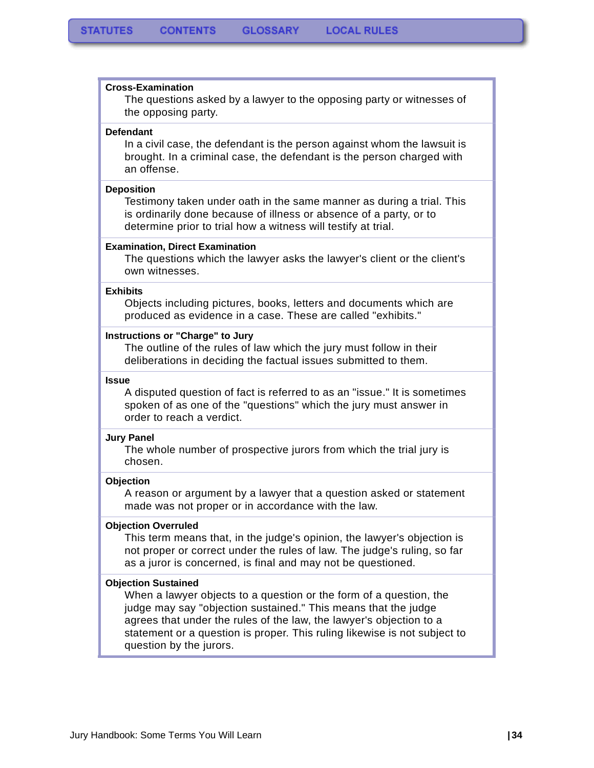**Cross-Examination**
The questions asked by a lawyer to the opposing party or witnesses of the opposing party.

**Defendant**
In a civil case, the defendant is the person against whom the lawsuit is brought. In a criminal case, the defendant is the person charged with an offense.

**Deposition**
Testimony taken under oath in the same manner as during a trial. This is ordinarily done because of illness or absence of a party, or to determine prior to trial how a witness will testify at trial.

**Examination, Direct Examination**
The questions which the lawyer asks the lawyer's client or the client's own witnesses.

**Exhibits**
Objects including pictures, books, letters and documents which are produced as evidence in a case. These are called "exhibits."

**Instructions or "Charge" to Jury**
The outline of the rules of law which the jury must follow in their deliberations in deciding the factual issues submitted to them.

**Issue**
A disputed question of fact is referred to as an "issue." It is sometimes spoken of as one of the "questions" which the jury must answer in order to reach a verdict.

**Jury Panel**
The whole number of prospective jurors from which the trial jury is chosen.

**Objection**
A reason or argument by a lawyer that a question asked or statement made was not proper or in accordance with the law.

**Objection Overruled**
This term means that, in the judge's opinion, the lawyer's objection is not proper or correct under the rules of law. The judge's ruling, so far as a juror is concerned, is final and may not be questioned.

**Objection Sustained**
When a lawyer objects to a question or the form of a question, the judge may say "objection sustained." This means that the judge agrees that under the rules of the law, the lawyer's objection to a statement or a question is proper. This ruling likewise is not subject to question by the jurors.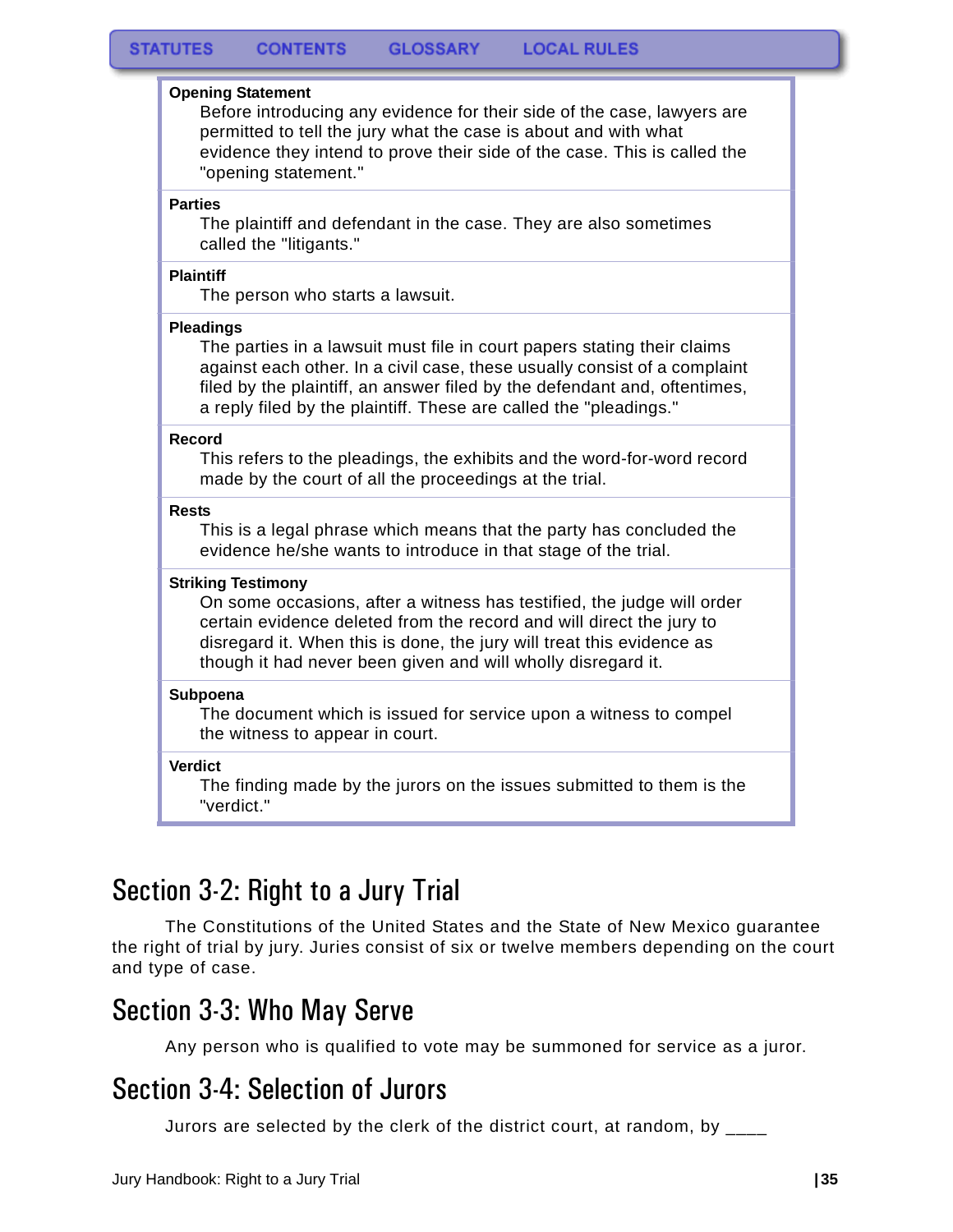**Opening Statement**
Before introducing any evidence for their side of the case, lawyers are permitted to tell the jury what the case is about and with what evidence they intend to prove their side of the case. This is called the "opening statement."

**Parties**
The plaintiff and defendant in the case. They are also sometimes called the "litigants."

**Plaintiff**
The person who starts a lawsuit.

**Pleadings**
The parties in a lawsuit must file in court papers stating their claims against each other. In a civil case, these usually consist of a complaint filed by the plaintiff, an answer filed by the defendant and, oftentimes, a reply filed by the plaintiff. These are called the "pleadings."

**Record**
This refers to the pleadings, the exhibits and the word-for-word record made by the court of all the proceedings at the trial.

**Rests**
This is a legal phrase which means that the party has concluded the evidence he/she wants to introduce in that stage of the trial.

**Striking Testimony**
On some occasions, after a witness has testified, the judge will order certain evidence deleted from the record and will direct the jury to disregard it. When this is done, the jury will treat this evidence as though it had never been given and will wholly disregard it.

**Subpoena**
The document which is issued for service upon a witness to compel the witness to appear in court.

**Verdict**
The finding made by the jurors on the issues submitted to them is the "verdict."

## Section 3-2: Right to a Jury Trial

The Constitutions of the United States and the State of New Mexico guarantee the right of trial by jury. Juries consist of six or twelve members depending on the court and type of case.

## Section 3-3: Who May Serve

Any person who is qualified to vote may be summoned for service as a juror.

## Section 3-4: Selection of Jurors

Jurors are selected by the clerk of the district court, at random, by ____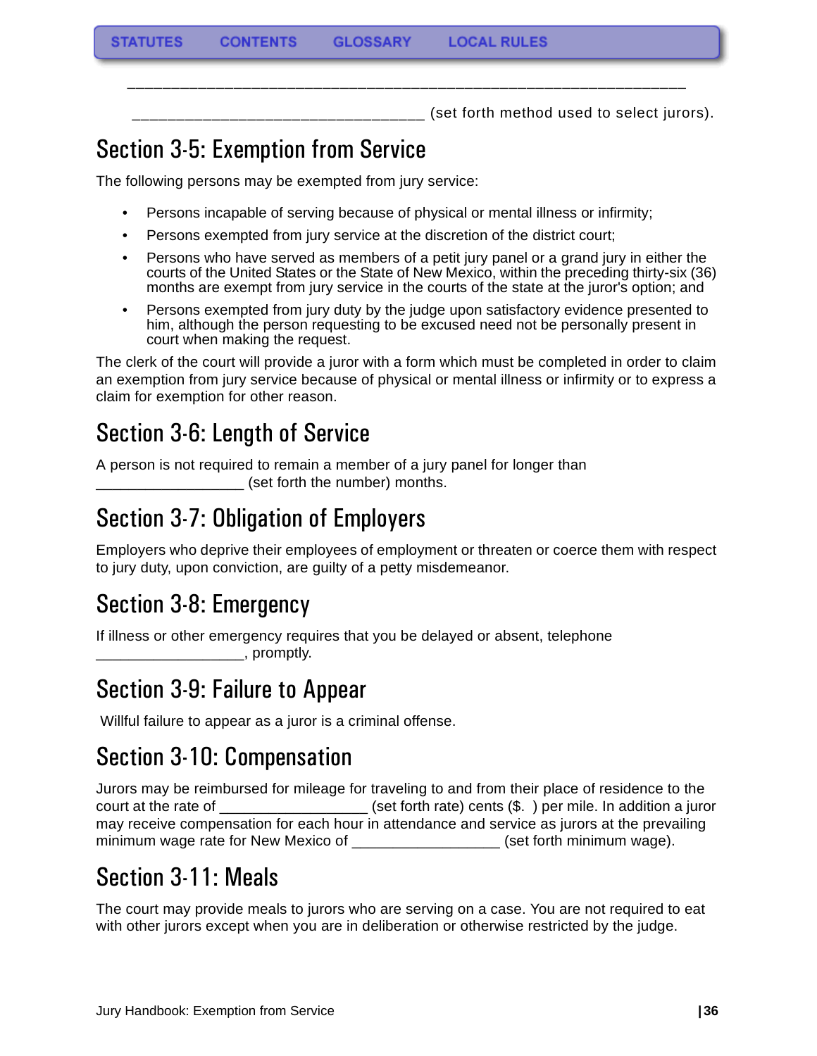________________________________________________________________

_________________________________ (set forth method used to select jurors).

## Section 3-5: Exemption from Service

The following persons may be exempted from jury service:

- Persons incapable of serving because of physical or mental illness or infirmity;
- Persons exempted from jury service at the discretion of the district court;
- Persons who have served as members of a petit jury panel or a grand jury in either the courts of the United States or the State of New Mexico, within the preceding thirty-six (36) months are exempt from jury service in the courts of the state at the juror's option; and
- Persons exempted from jury duty by the judge upon satisfactory evidence presented to him, although the person requesting to be excused need not be personally present in court when making the request.

The clerk of the court will provide a juror with a form which must be completed in order to claim an exemption from jury service because of physical or mental illness or infirmity or to express a claim for exemption for other reason.

## Section 3-6: Length of Service

A person is not required to remain a member of a jury panel for longer than _________________ (set forth the number) months.

## Section 3-7: Obligation of Employers

Employers who deprive their employees of employment or threaten or coerce them with respect to jury duty, upon conviction, are guilty of a petty misdemeanor.

## Section 3-8: Emergency

If illness or other emergency requires that you be delayed or absent, telephone _________________, promptly.

## Section 3-9: Failure to Appear

Willful failure to appear as a juror is a criminal offense.

## Section 3-10: Compensation

Jurors may be reimbursed for mileage for traveling to and from their place of residence to the court at the rate of _________________ (set forth rate) cents ($.  ) per mile. In addition a juror may receive compensation for each hour in attendance and service as jurors at the prevailing minimum wage rate for New Mexico of _________________ (set forth minimum wage).

## Section 3-11: Meals

The court may provide meals to jurors who are serving on a case. You are not required to eat with other jurors except when you are in deliberation or otherwise restricted by the judge.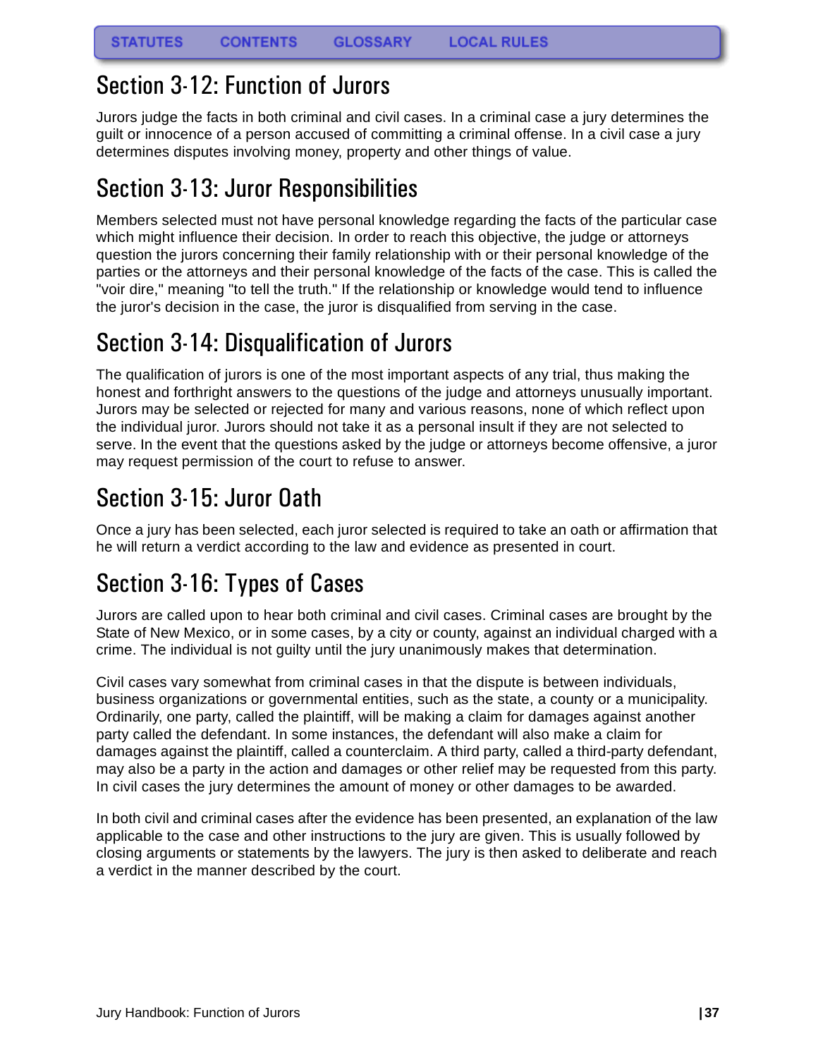## Section 3-12: Function of Jurors

Jurors judge the facts in both criminal and civil cases. In a criminal case a jury determines the guilt or innocence of a person accused of committing a criminal offense. In a civil case a jury determines disputes involving money, property and other things of value.

## Section 3-13: Juror Responsibilities

Members selected must not have personal knowledge regarding the facts of the particular case which might influence their decision. In order to reach this objective, the judge or attorneys question the jurors concerning their family relationship with or their personal knowledge of the parties or the attorneys and their personal knowledge of the facts of the case. This is called the "voir dire," meaning "to tell the truth." If the relationship or knowledge would tend to influence the juror's decision in the case, the juror is disqualified from serving in the case.

## Section 3-14: Disqualification of Jurors

The qualification of jurors is one of the most important aspects of any trial, thus making the honest and forthright answers to the questions of the judge and attorneys unusually important. Jurors may be selected or rejected for many and various reasons, none of which reflect upon the individual juror. Jurors should not take it as a personal insult if they are not selected to serve. In the event that the questions asked by the judge or attorneys become offensive, a juror may request permission of the court to refuse to answer.

## Section 3-15: Juror Oath

Once a jury has been selected, each juror selected is required to take an oath or affirmation that he will return a verdict according to the law and evidence as presented in court.

## Section 3-16: Types of Cases

Jurors are called upon to hear both criminal and civil cases. Criminal cases are brought by the State of New Mexico, or in some cases, by a city or county, against an individual charged with a crime. The individual is not guilty until the jury unanimously makes that determination.

Civil cases vary somewhat from criminal cases in that the dispute is between individuals, business organizations or governmental entities, such as the state, a county or a municipality. Ordinarily, one party, called the plaintiff, will be making a claim for damages against another party called the defendant. In some instances, the defendant will also make a claim for damages against the plaintiff, called a counterclaim. A third party, called a third-party defendant, may also be a party in the action and damages or other relief may be requested from this party. In civil cases the jury determines the amount of money or other damages to be awarded.

In both civil and criminal cases after the evidence has been presented, an explanation of the law applicable to the case and other instructions to the jury are given. This is usually followed by closing arguments or statements by the lawyers. The jury is then asked to deliberate and reach a verdict in the manner described by the court.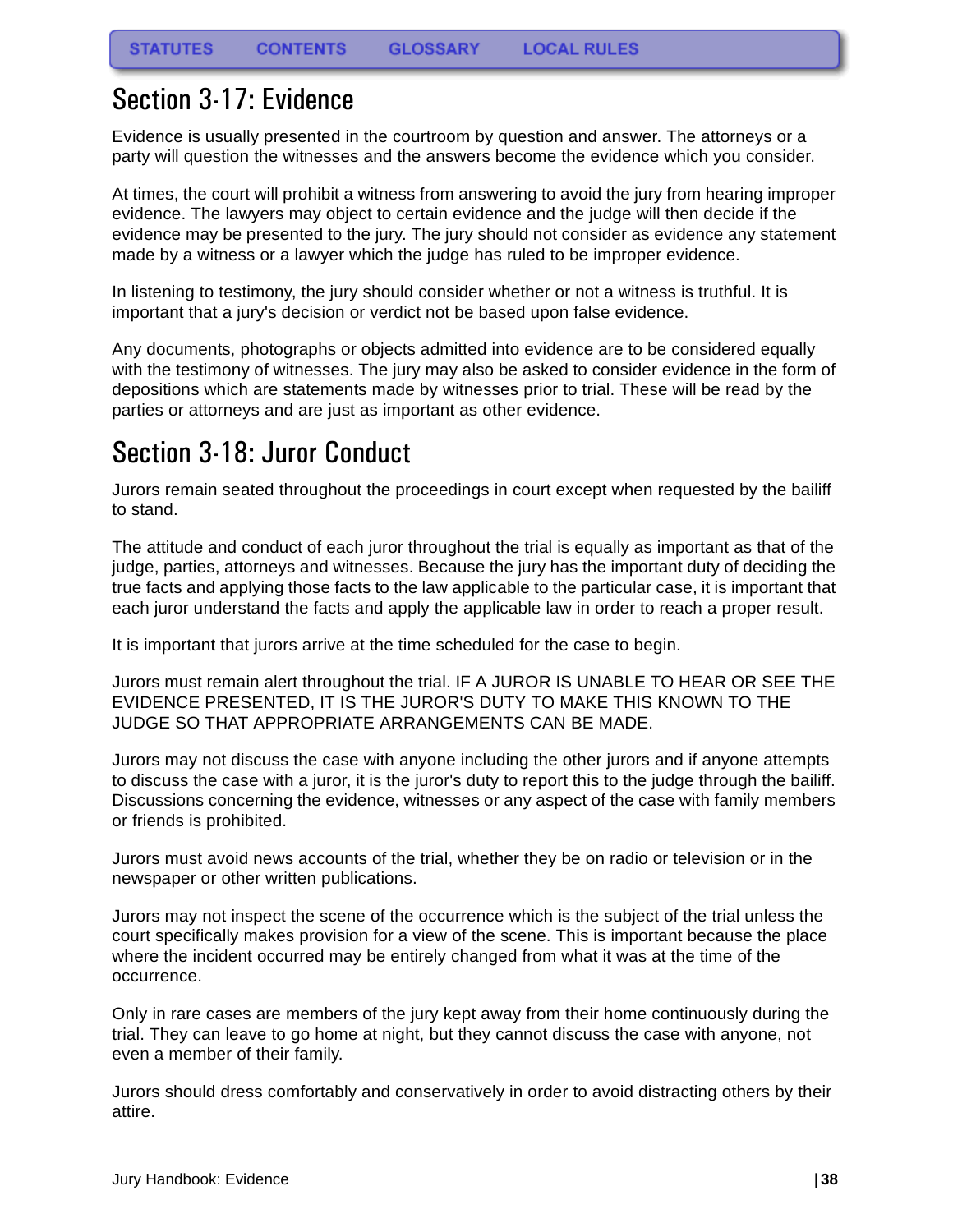## Section 3-17: Evidence

Evidence is usually presented in the courtroom by question and answer. The attorneys or a party will question the witnesses and the answers become the evidence which you consider.

At times, the court will prohibit a witness from answering to avoid the jury from hearing improper evidence. The lawyers may object to certain evidence and the judge will then decide if the evidence may be presented to the jury. The jury should not consider as evidence any statement made by a witness or a lawyer which the judge has ruled to be improper evidence.

In listening to testimony, the jury should consider whether or not a witness is truthful. It is important that a jury's decision or verdict not be based upon false evidence.

Any documents, photographs or objects admitted into evidence are to be considered equally with the testimony of witnesses. The jury may also be asked to consider evidence in the form of depositions which are statements made by witnesses prior to trial. These will be read by the parties or attorneys and are just as important as other evidence.

## Section 3-18: Juror Conduct

Jurors remain seated throughout the proceedings in court except when requested by the bailiff to stand.

The attitude and conduct of each juror throughout the trial is equally as important as that of the judge, parties, attorneys and witnesses. Because the jury has the important duty of deciding the true facts and applying those facts to the law applicable to the particular case, it is important that each juror understand the facts and apply the applicable law in order to reach a proper result.

It is important that jurors arrive at the time scheduled for the case to begin.

Jurors must remain alert throughout the trial. IF A JUROR IS UNABLE TO HEAR OR SEE THE EVIDENCE PRESENTED, IT IS THE JUROR'S DUTY TO MAKE THIS KNOWN TO THE JUDGE SO THAT APPROPRIATE ARRANGEMENTS CAN BE MADE.

Jurors may not discuss the case with anyone including the other jurors and if anyone attempts to discuss the case with a juror, it is the juror's duty to report this to the judge through the bailiff. Discussions concerning the evidence, witnesses or any aspect of the case with family members or friends is prohibited.

Jurors must avoid news accounts of the trial, whether they be on radio or television or in the newspaper or other written publications.

Jurors may not inspect the scene of the occurrence which is the subject of the trial unless the court specifically makes provision for a view of the scene. This is important because the place where the incident occurred may be entirely changed from what it was at the time of the occurrence.

Only in rare cases are members of the jury kept away from their home continuously during the trial. They can leave to go home at night, but they cannot discuss the case with anyone, not even a member of their family.

Jurors should dress comfortably and conservatively in order to avoid distracting others by their attire.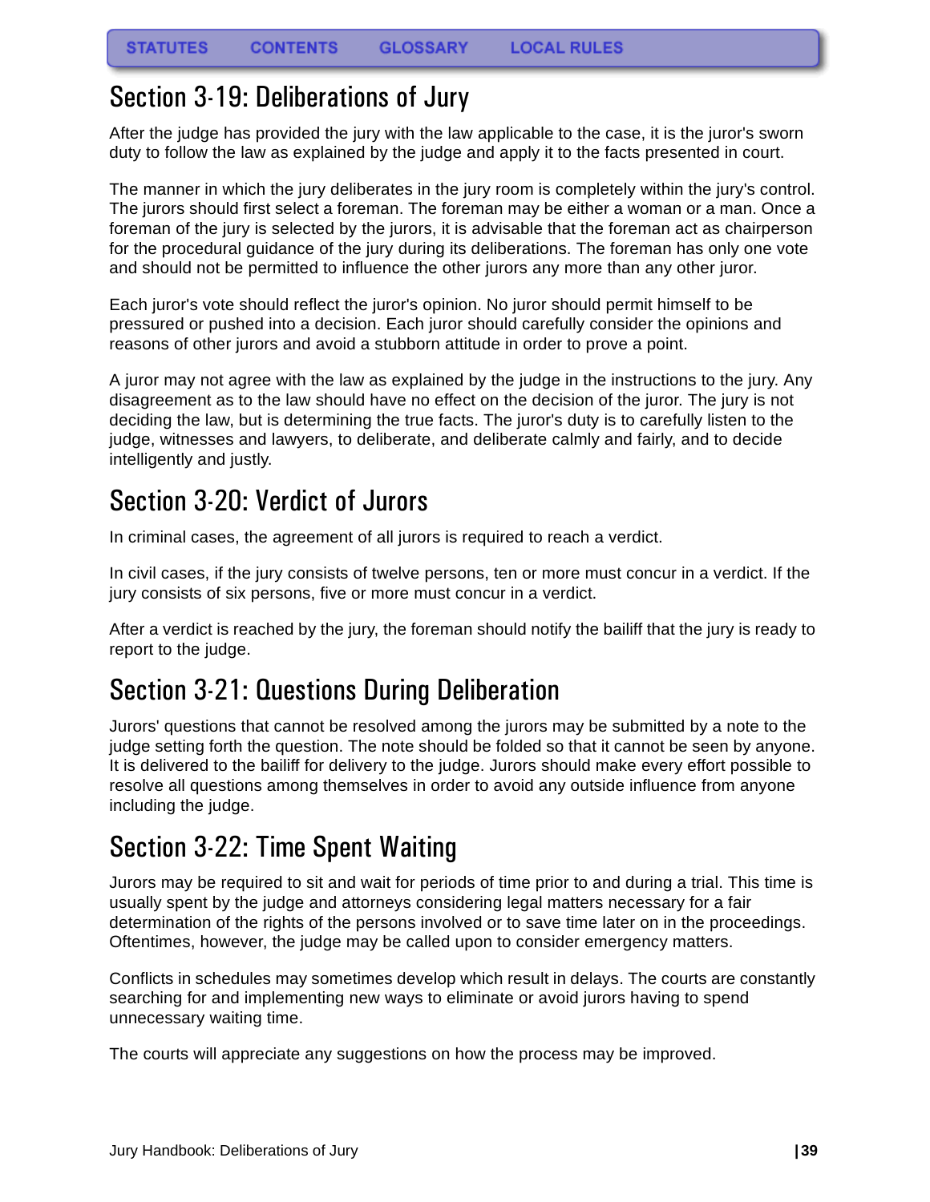## Section 3-19: Deliberations of Jury

After the judge has provided the jury with the law applicable to the case, it is the juror's sworn duty to follow the law as explained by the judge and apply it to the facts presented in court.

The manner in which the jury deliberates in the jury room is completely within the jury's control. The jurors should first select a foreman. The foreman may be either a woman or a man. Once a foreman of the jury is selected by the jurors, it is advisable that the foreman act as chairperson for the procedural guidance of the jury during its deliberations. The foreman has only one vote and should not be permitted to influence the other jurors any more than any other juror.

Each juror's vote should reflect the juror's opinion. No juror should permit himself to be pressured or pushed into a decision. Each juror should carefully consider the opinions and reasons of other jurors and avoid a stubborn attitude in order to prove a point.

A juror may not agree with the law as explained by the judge in the instructions to the jury. Any disagreement as to the law should have no effect on the decision of the juror. The jury is not deciding the law, but is determining the true facts. The juror's duty is to carefully listen to the judge, witnesses and lawyers, to deliberate, and deliberate calmly and fairly, and to decide intelligently and justly.

## Section 3-20: Verdict of Jurors

In criminal cases, the agreement of all jurors is required to reach a verdict.

In civil cases, if the jury consists of twelve persons, ten or more must concur in a verdict. If the jury consists of six persons, five or more must concur in a verdict.

After a verdict is reached by the jury, the foreman should notify the bailiff that the jury is ready to report to the judge.

## Section 3-21: Questions During Deliberation

Jurors' questions that cannot be resolved among the jurors may be submitted by a note to the judge setting forth the question. The note should be folded so that it cannot be seen by anyone. It is delivered to the bailiff for delivery to the judge. Jurors should make every effort possible to resolve all questions among themselves in order to avoid any outside influence from anyone including the judge.

## Section 3-22: Time Spent Waiting

Jurors may be required to sit and wait for periods of time prior to and during a trial. This time is usually spent by the judge and attorneys considering legal matters necessary for a fair determination of the rights of the persons involved or to save time later on in the proceedings. Oftentimes, however, the judge may be called upon to consider emergency matters.

Conflicts in schedules may sometimes develop which result in delays. The courts are constantly searching for and implementing new ways to eliminate or avoid jurors having to spend unnecessary waiting time.

The courts will appreciate any suggestions on how the process may be improved.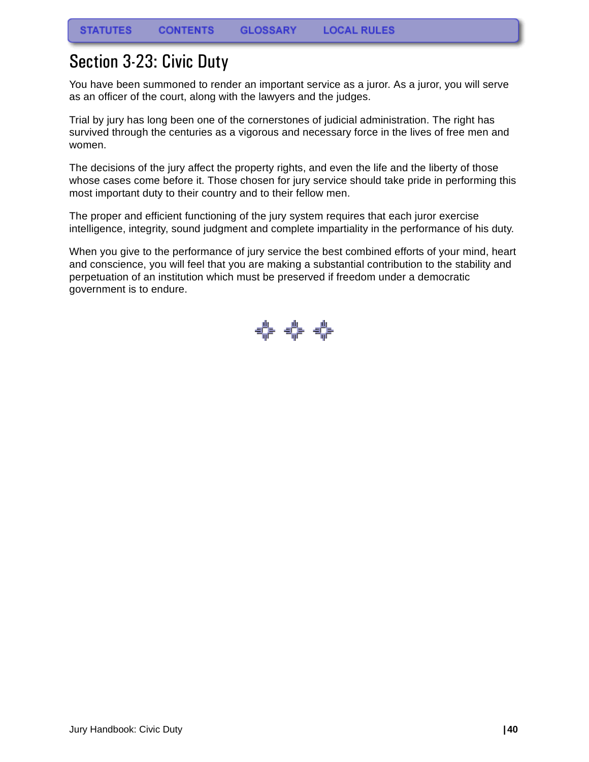# Section 3-23: Civic Duty

You have been summoned to render an important service as a juror. As a juror, you will serve as an officer of the court, along with the lawyers and the judges.

Trial by jury has long been one of the cornerstones of judicial administration. The right has survived through the centuries as a vigorous and necessary force in the lives of free men and women.

The decisions of the jury affect the property rights, and even the life and the liberty of those whose cases come before it. Those chosen for jury service should take pride in performing this most important duty to their country and to their fellow men.

The proper and efficient functioning of the jury system requires that each juror exercise intelligence, integrity, sound judgment and complete impartiality in the performance of his duty.

When you give to the performance of jury service the best combined efforts of your mind, heart and conscience, you will feel that you are making a substantial contribution to the stability and perpetuation of an institution which must be preserved if freedom under a democratic government is to endure.